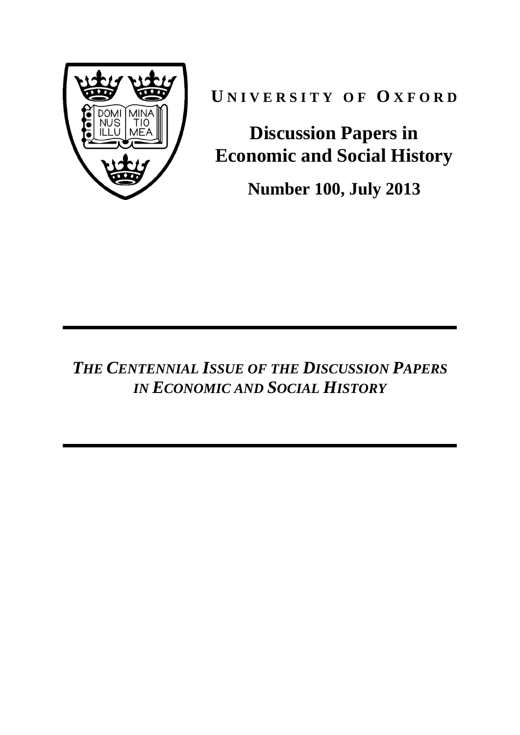**UNIVERSITY OF OXFORD**

# Discussion Papers in Economic and Social History

**Number 100, July 2013**

---

***THE CENTENNIAL ISSUE OF THE DISCUSSION PAPERS IN ECONOMIC AND SOCIAL HISTORY***

---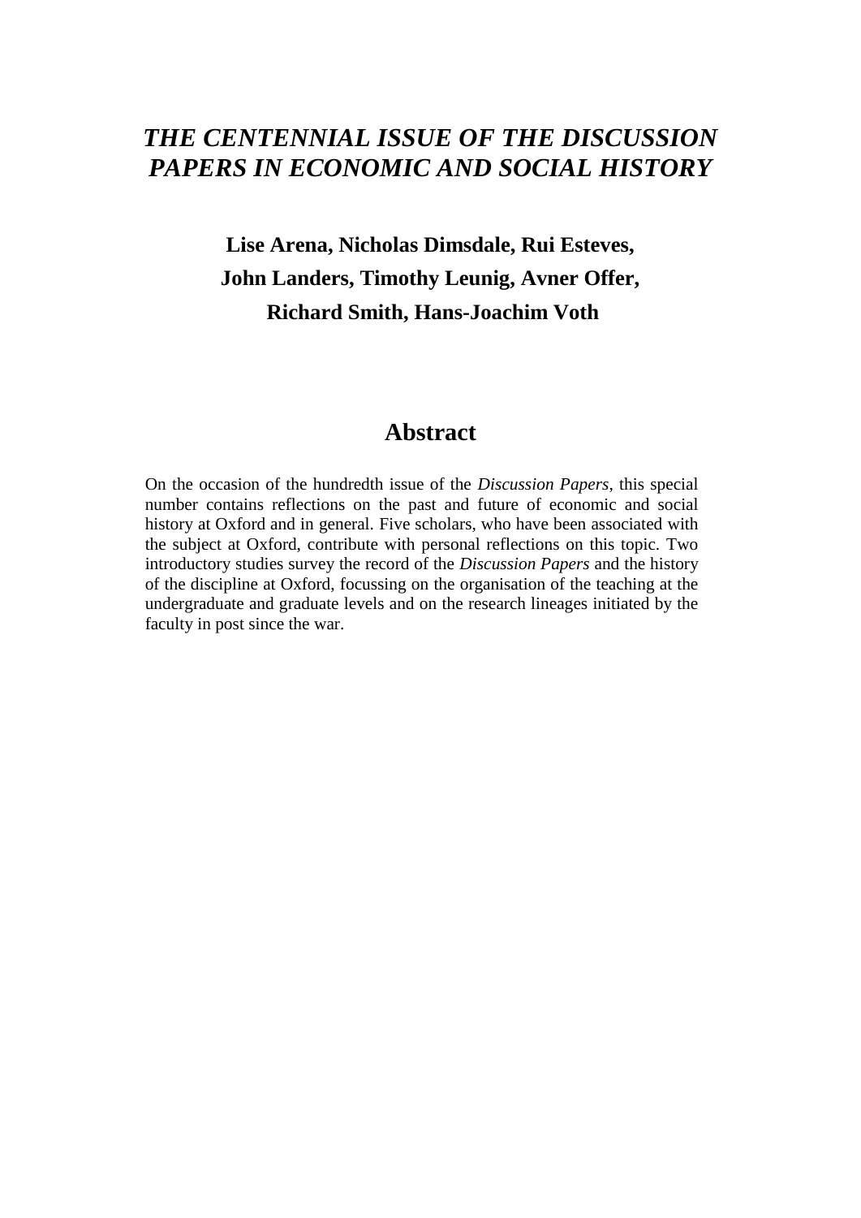# *THE CENTENNIAL ISSUE OF THE DISCUSSION PAPERS IN ECONOMIC AND SOCIAL HISTORY*

**Lise Arena, Nicholas Dimsdale, Rui Esteves, John Landers, Timothy Leunig, Avner Offer, Richard Smith, Hans-Joachim Voth**

## Abstract

On the occasion of the hundredth issue of the *Discussion Papers*, this special number contains reflections on the past and future of economic and social history at Oxford and in general. Five scholars, who have been associated with the subject at Oxford, contribute with personal reflections on this topic. Two introductory studies survey the record of the *Discussion Papers* and the history of the discipline at Oxford, focussing on the organisation of the teaching at the undergraduate and graduate levels and on the research lineages initiated by the faculty in post since the war.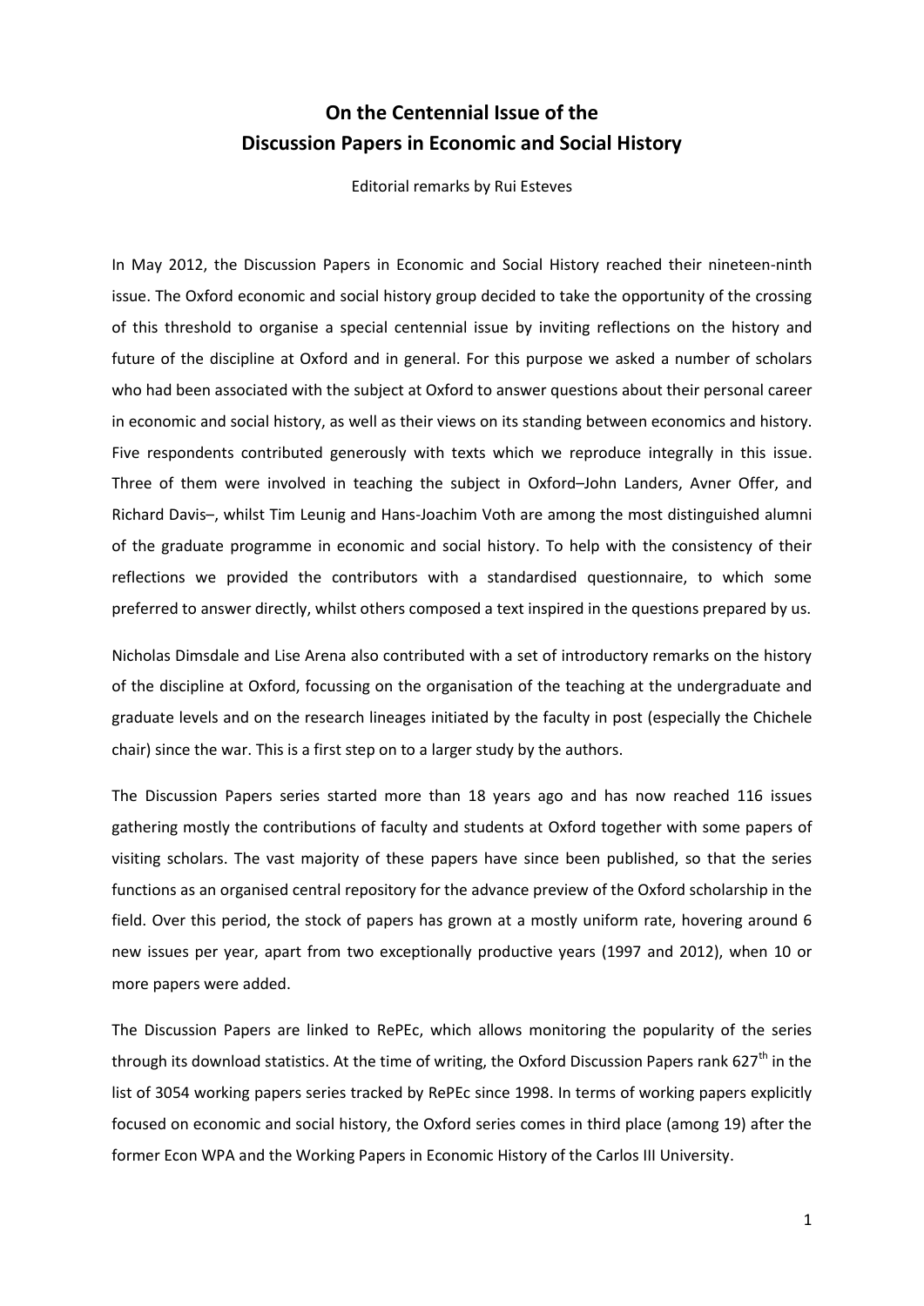# On the Centennial Issue of the Discussion Papers in Economic and Social History

Editorial remarks by Rui Esteves

In May 2012, the Discussion Papers in Economic and Social History reached their nineteen-ninth issue. The Oxford economic and social history group decided to take the opportunity of the crossing of this threshold to organise a special centennial issue by inviting reflections on the history and future of the discipline at Oxford and in general. For this purpose we asked a number of scholars who had been associated with the subject at Oxford to answer questions about their personal career in economic and social history, as well as their views on its standing between economics and history. Five respondents contributed generously with texts which we reproduce integrally in this issue. Three of them were involved in teaching the subject in Oxford–John Landers, Avner Offer, and Richard Davis–, whilst Tim Leunig and Hans-Joachim Voth are among the most distinguished alumni of the graduate programme in economic and social history. To help with the consistency of their reflections we provided the contributors with a standardised questionnaire, to which some preferred to answer directly, whilst others composed a text inspired in the questions prepared by us.

Nicholas Dimsdale and Lise Arena also contributed with a set of introductory remarks on the history of the discipline at Oxford, focussing on the organisation of the teaching at the undergraduate and graduate levels and on the research lineages initiated by the faculty in post (especially the Chichele chair) since the war. This is a first step on to a larger study by the authors.

The Discussion Papers series started more than 18 years ago and has now reached 116 issues gathering mostly the contributions of faculty and students at Oxford together with some papers of visiting scholars. The vast majority of these papers have since been published, so that the series functions as an organised central repository for the advance preview of the Oxford scholarship in the field. Over this period, the stock of papers has grown at a mostly uniform rate, hovering around 6 new issues per year, apart from two exceptionally productive years (1997 and 2012), when 10 or more papers were added.

The Discussion Papers are linked to RePEc, which allows monitoring the popularity of the series through its download statistics. At the time of writing, the Oxford Discussion Papers rank 627th in the list of 3054 working papers series tracked by RePEc since 1998. In terms of working papers explicitly focused on economic and social history, the Oxford series comes in third place (among 19) after the former Econ WPA and the Working Papers in Economic History of the Carlos III University.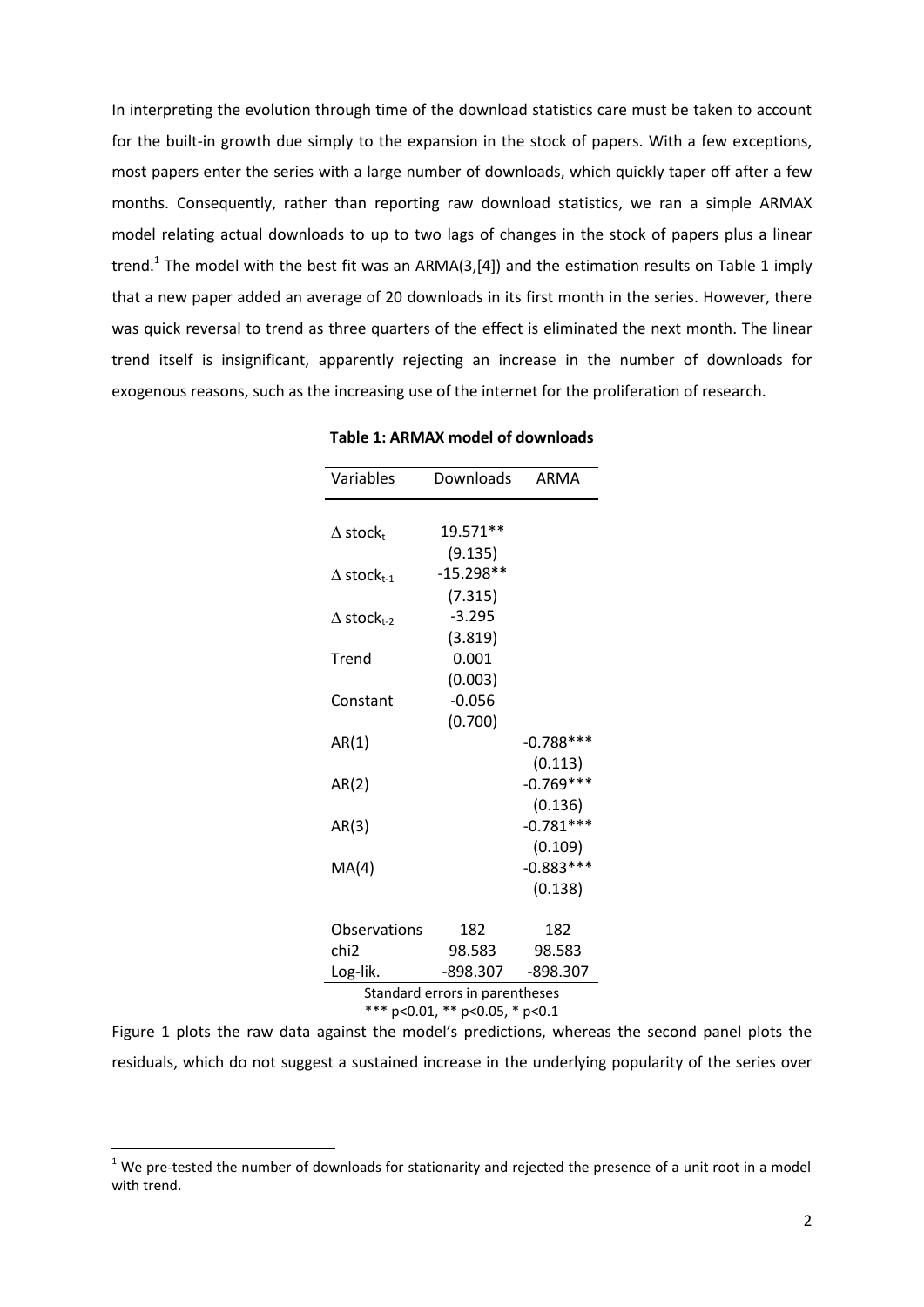In interpreting the evolution through time of the download statistics care must be taken to account for the built-in growth due simply to the expansion in the stock of papers. With a few exceptions, most papers enter the series with a large number of downloads, which quickly taper off after a few months. Consequently, rather than reporting raw download statistics, we ran a simple ARMAX model relating actual downloads to up to two lags of changes in the stock of papers plus a linear trend.[1] The model with the best fit was an ARMA(3,[4]) and the estimation results on Table 1 imply that a new paper added an average of 20 downloads in its first month in the series. However, there was quick reversal to trend as three quarters of the effect is eliminated the next month. The linear trend itself is insignificant, apparently rejecting an increase in the number of downloads for exogenous reasons, such as the increasing use of the internet for the proliferation of research.

**Table 1: ARMAX model of downloads**

| Variables | Downloads | ARMA |
|---|---|---|
| $\Delta$ stock$_t$ | 19.571** | |
| | (9.135) | |
| $\Delta$ stock$_{t-1}$ | -15.298** | |
| | (7.315) | |
| $\Delta$ stock$_{t-2}$ | -3.295 | |
| | (3.819) | |
| Trend | 0.001 | |
| | (0.003) | |
| Constant | -0.056 | |
| | (0.700) | |
| AR(1) | | -0.788*** |
| | | (0.113) |
| AR(2) | | -0.769*** |
| | | (0.136) |
| AR(3) | | -0.781*** |
| | | (0.109) |
| MA(4) | | -0.883*** |
| | | (0.138) |
| Observations | 182 | 182 |
| chi2 | 98.583 | 98.583 |
| Log-lik. | -898.307 | -898.307 |

Standard errors in parentheses
*** p<0.01, ** p<0.05, * p<0.1

Figure 1 plots the raw data against the model's predictions, whereas the second panel plots the residuals, which do not suggest a sustained increase in the underlying popularity of the series over

[1] We pre-tested the number of downloads for stationarity and rejected the presence of a unit root in a model with trend.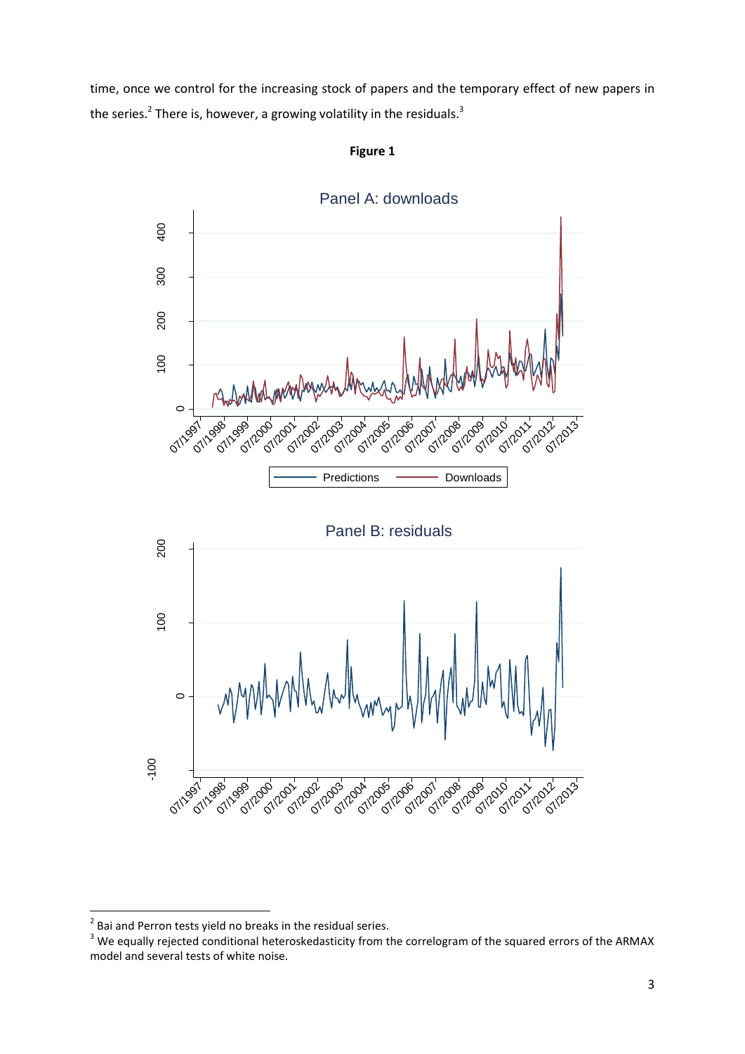time, once we control for the increasing stock of papers and the temporary effect of new papers in the series.[2] There is, however, a growing volatility in the residuals.[3]

**Figure 1**

Panel A: downloads

Panel B: residuals

[2] Bai and Perron tests yield no breaks in the residual series.

[3] We equally rejected conditional heteroskedasticity from the correlogram of the squared errors of the ARMAX model and several tests of white noise.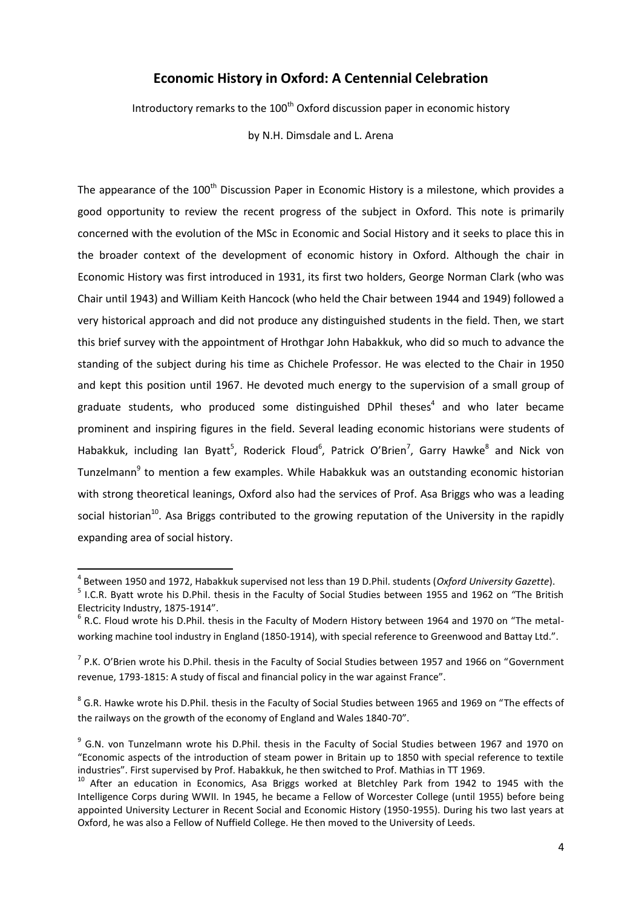## Economic History in Oxford: A Centennial Celebration

Introductory remarks to the 100th Oxford discussion paper in economic history

by N.H. Dimsdale and L. Arena

The appearance of the 100th Discussion Paper in Economic History is a milestone, which provides a good opportunity to review the recent progress of the subject in Oxford. This note is primarily concerned with the evolution of the MSc in Economic and Social History and it seeks to place this in the broader context of the development of economic history in Oxford. Although the chair in Economic History was first introduced in 1931, its first two holders, George Norman Clark (who was Chair until 1943) and William Keith Hancock (who held the Chair between 1944 and 1949) followed a very historical approach and did not produce any distinguished students in the field. Then, we start this brief survey with the appointment of Hrothgar John Habakkuk, who did so much to advance the standing of the subject during his time as Chichele Professor. He was elected to the Chair in 1950 and kept this position until 1967. He devoted much energy to the supervision of a small group of graduate students, who produced some distinguished DPhil theses[4] and who later became prominent and inspiring figures in the field. Several leading economic historians were students of Habakkuk, including Ian Byatt[5], Roderick Floud[6], Patrick O'Brien[7], Garry Hawke[8] and Nick von Tunzelmann[9] to mention a few examples. While Habakkuk was an outstanding economic historian with strong theoretical leanings, Oxford also had the services of Prof. Asa Briggs who was a leading social historian[10]. Asa Briggs contributed to the growing reputation of the University in the rapidly expanding area of social history.

---

[4] Between 1950 and 1972, Habakkuk supervised not less than 19 D.Phil. students (*Oxford University Gazette*).

[5] I.C.R. Byatt wrote his D.Phil. thesis in the Faculty of Social Studies between 1955 and 1962 on "The British Electricity Industry, 1875-1914".

[6] R.C. Floud wrote his D.Phil. thesis in the Faculty of Modern History between 1964 and 1970 on "The metal-working machine tool industry in England (1850-1914), with special reference to Greenwood and Battay Ltd.".

[7] P.K. O'Brien wrote his D.Phil. thesis in the Faculty of Social Studies between 1957 and 1966 on "Government revenue, 1793-1815: A study of fiscal and financial policy in the war against France".

[8] G.R. Hawke wrote his D.Phil. thesis in the Faculty of Social Studies between 1965 and 1969 on "The effects of the railways on the growth of the economy of England and Wales 1840-70".

[9] G.N. von Tunzelmann wrote his D.Phil. thesis in the Faculty of Social Studies between 1967 and 1970 on "Economic aspects of the introduction of steam power in Britain up to 1850 with special reference to textile industries". First supervised by Prof. Habakkuk, he then switched to Prof. Mathias in TT 1969.

[10] After an education in Economics, Asa Briggs worked at Bletchley Park from 1942 to 1945 with the Intelligence Corps during WWII. In 1945, he became a Fellow of Worcester College (until 1955) before being appointed University Lecturer in Recent Social and Economic History (1950-1955). During his two last years at Oxford, he was also a Fellow of Nuffield College. He then moved to the University of Leeds.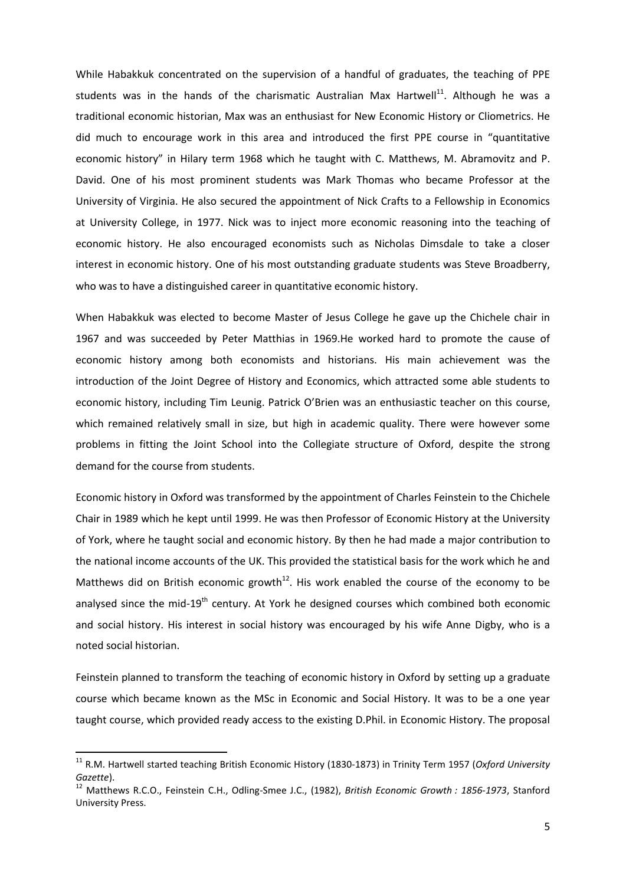While Habakkuk concentrated on the supervision of a handful of graduates, the teaching of PPE students was in the hands of the charismatic Australian Max Hartwell[11]. Although he was a traditional economic historian, Max was an enthusiast for New Economic History or Cliometrics. He did much to encourage work in this area and introduced the first PPE course in "quantitative economic history" in Hilary term 1968 which he taught with C. Matthews, M. Abramovitz and P. David. One of his most prominent students was Mark Thomas who became Professor at the University of Virginia. He also secured the appointment of Nick Crafts to a Fellowship in Economics at University College, in 1977. Nick was to inject more economic reasoning into the teaching of economic history. He also encouraged economists such as Nicholas Dimsdale to take a closer interest in economic history. One of his most outstanding graduate students was Steve Broadberry, who was to have a distinguished career in quantitative economic history.

When Habakkuk was elected to become Master of Jesus College he gave up the Chichele chair in 1967 and was succeeded by Peter Matthias in 1969.He worked hard to promote the cause of economic history among both economists and historians. His main achievement was the introduction of the Joint Degree of History and Economics, which attracted some able students to economic history, including Tim Leunig. Patrick O'Brien was an enthusiastic teacher on this course, which remained relatively small in size, but high in academic quality. There were however some problems in fitting the Joint School into the Collegiate structure of Oxford, despite the strong demand for the course from students.

Economic history in Oxford was transformed by the appointment of Charles Feinstein to the Chichele Chair in 1989 which he kept until 1999. He was then Professor of Economic History at the University of York, where he taught social and economic history. By then he had made a major contribution to the national income accounts of the UK. This provided the statistical basis for the work which he and Matthews did on British economic growth[12]. His work enabled the course of the economy to be analysed since the mid-19th century. At York he designed courses which combined both economic and social history. His interest in social history was encouraged by his wife Anne Digby, who is a noted social historian.

Feinstein planned to transform the teaching of economic history in Oxford by setting up a graduate course which became known as the MSc in Economic and Social History. It was to be a one year taught course, which provided ready access to the existing D.Phil. in Economic History. The proposal

[11] R.M. Hartwell started teaching British Economic History (1830-1873) in Trinity Term 1957 (*Oxford University Gazette*).

[12] Matthews R.C.O., Feinstein C.H., Odling-Smee J.C., (1982), *British Economic Growth : 1856-1973*, Stanford University Press.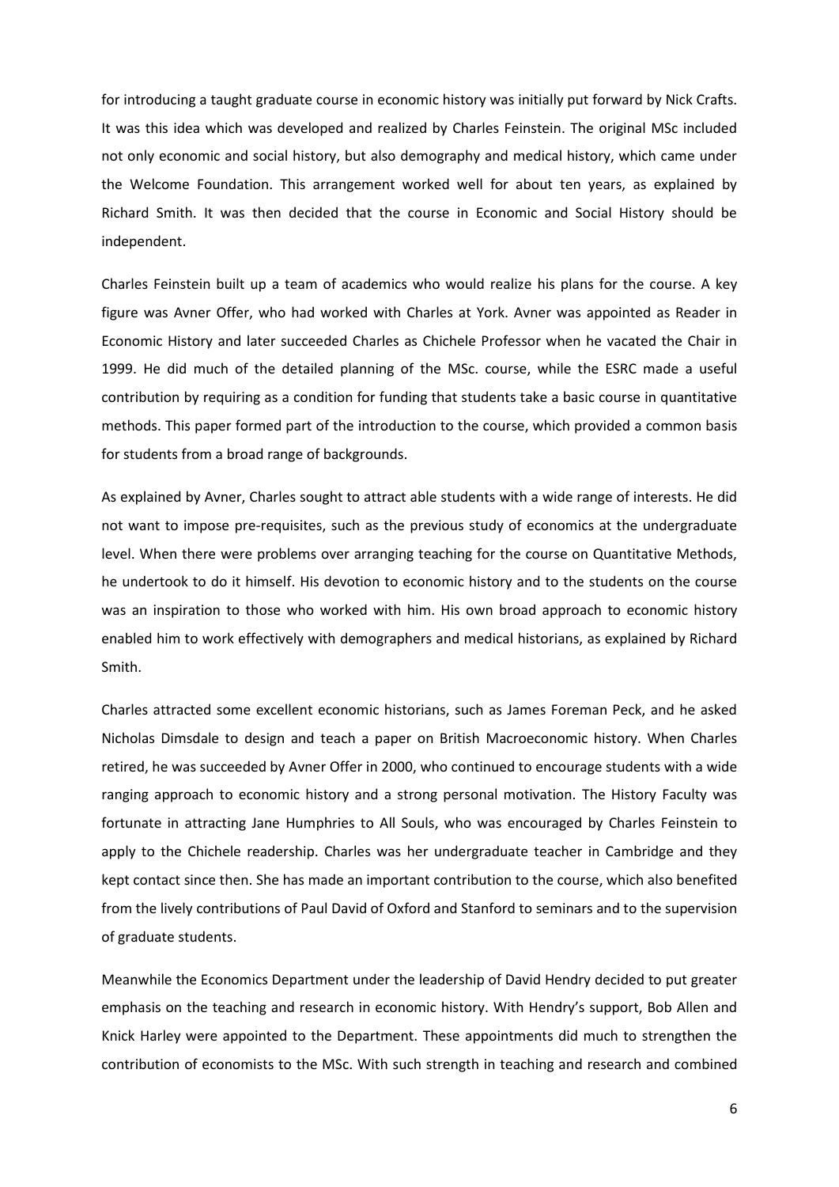for introducing a taught graduate course in economic history was initially put forward by Nick Crafts. It was this idea which was developed and realized by Charles Feinstein. The original MSc included not only economic and social history, but also demography and medical history, which came under the Welcome Foundation. This arrangement worked well for about ten years, as explained by Richard Smith. It was then decided that the course in Economic and Social History should be independent.

Charles Feinstein built up a team of academics who would realize his plans for the course. A key figure was Avner Offer, who had worked with Charles at York. Avner was appointed as Reader in Economic History and later succeeded Charles as Chichele Professor when he vacated the Chair in 1999. He did much of the detailed planning of the MSc. course, while the ESRC made a useful contribution by requiring as a condition for funding that students take a basic course in quantitative methods. This paper formed part of the introduction to the course, which provided a common basis for students from a broad range of backgrounds.

As explained by Avner, Charles sought to attract able students with a wide range of interests. He did not want to impose pre-requisites, such as the previous study of economics at the undergraduate level. When there were problems over arranging teaching for the course on Quantitative Methods, he undertook to do it himself. His devotion to economic history and to the students on the course was an inspiration to those who worked with him. His own broad approach to economic history enabled him to work effectively with demographers and medical historians, as explained by Richard Smith.

Charles attracted some excellent economic historians, such as James Foreman Peck, and he asked Nicholas Dimsdale to design and teach a paper on British Macroeconomic history. When Charles retired, he was succeeded by Avner Offer in 2000, who continued to encourage students with a wide ranging approach to economic history and a strong personal motivation. The History Faculty was fortunate in attracting Jane Humphries to All Souls, who was encouraged by Charles Feinstein to apply to the Chichele readership. Charles was her undergraduate teacher in Cambridge and they kept contact since then. She has made an important contribution to the course, which also benefited from the lively contributions of Paul David of Oxford and Stanford to seminars and to the supervision of graduate students.

Meanwhile the Economics Department under the leadership of David Hendry decided to put greater emphasis on the teaching and research in economic history. With Hendry's support, Bob Allen and Knick Harley were appointed to the Department. These appointments did much to strengthen the contribution of economists to the MSc. With such strength in teaching and research and combined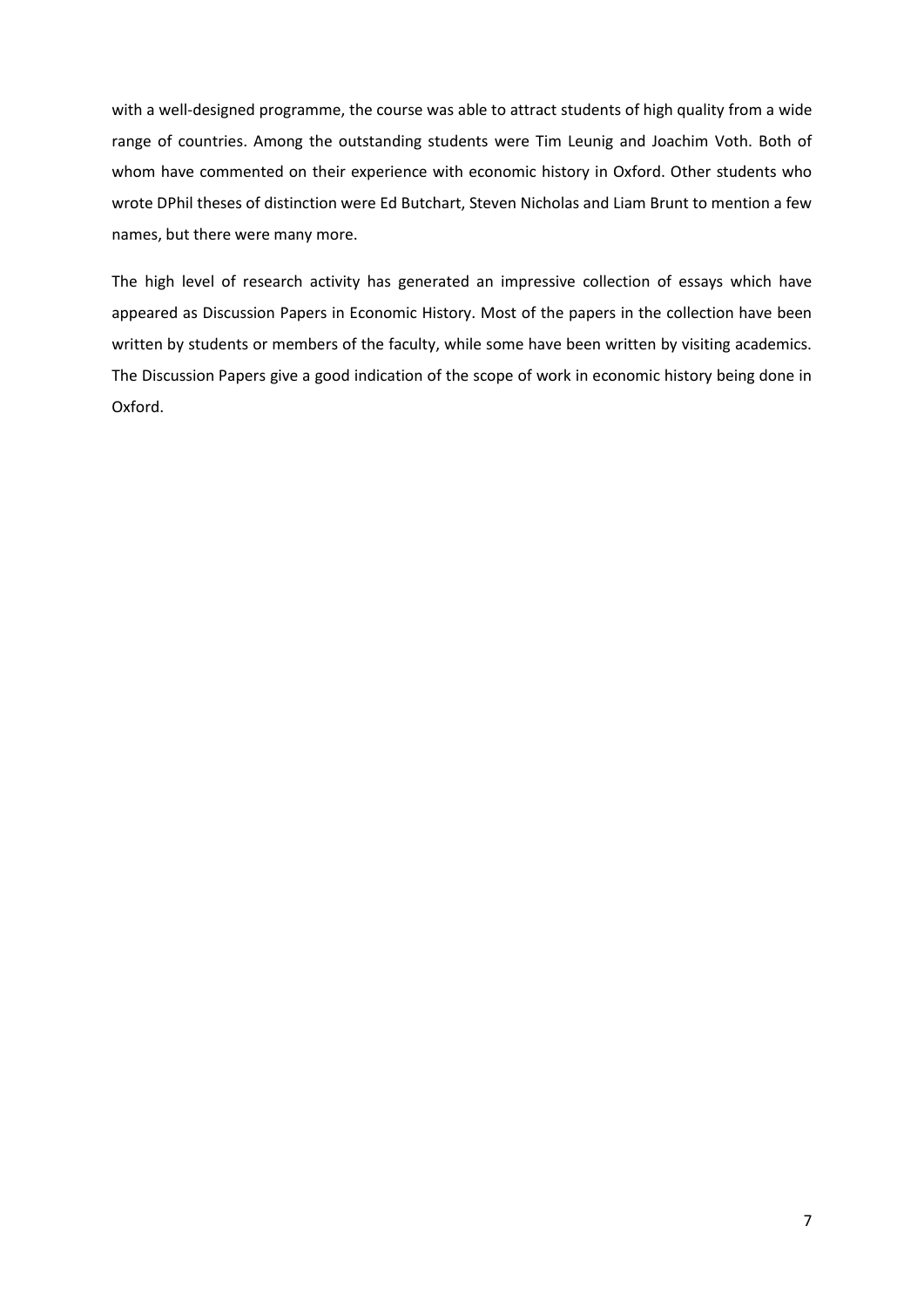with a well-designed programme, the course was able to attract students of high quality from a wide range of countries. Among the outstanding students were Tim Leunig and Joachim Voth. Both of whom have commented on their experience with economic history in Oxford. Other students who wrote DPhil theses of distinction were Ed Butchart, Steven Nicholas and Liam Brunt to mention a few names, but there were many more.

The high level of research activity has generated an impressive collection of essays which have appeared as Discussion Papers in Economic History. Most of the papers in the collection have been written by students or members of the faculty, while some have been written by visiting academics. The Discussion Papers give a good indication of the scope of work in economic history being done in Oxford.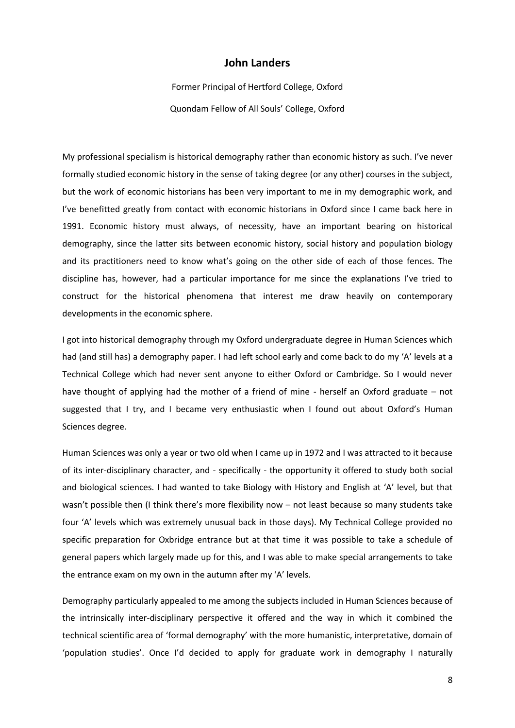## John Landers

Former Principal of Hertford College, Oxford

Quondam Fellow of All Souls' College, Oxford

My professional specialism is historical demography rather than economic history as such. I've never formally studied economic history in the sense of taking degree (or any other) courses in the subject, but the work of economic historians has been very important to me in my demographic work, and I've benefitted greatly from contact with economic historians in Oxford since I came back here in 1991. Economic history must always, of necessity, have an important bearing on historical demography, since the latter sits between economic history, social history and population biology and its practitioners need to know what's going on the other side of each of those fences. The discipline has, however, had a particular importance for me since the explanations I've tried to construct for the historical phenomena that interest me draw heavily on contemporary developments in the economic sphere.

I got into historical demography through my Oxford undergraduate degree in Human Sciences which had (and still has) a demography paper. I had left school early and come back to do my 'A' levels at a Technical College which had never sent anyone to either Oxford or Cambridge. So I would never have thought of applying had the mother of a friend of mine - herself an Oxford graduate – not suggested that I try, and I became very enthusiastic when I found out about Oxford's Human Sciences degree.

Human Sciences was only a year or two old when I came up in 1972 and I was attracted to it because of its inter-disciplinary character, and - specifically - the opportunity it offered to study both social and biological sciences. I had wanted to take Biology with History and English at 'A' level, but that wasn't possible then (I think there's more flexibility now – not least because so many students take four 'A' levels which was extremely unusual back in those days). My Technical College provided no specific preparation for Oxbridge entrance but at that time it was possible to take a schedule of general papers which largely made up for this, and I was able to make special arrangements to take the entrance exam on my own in the autumn after my 'A' levels.

Demography particularly appealed to me among the subjects included in Human Sciences because of the intrinsically inter-disciplinary perspective it offered and the way in which it combined the technical scientific area of 'formal demography' with the more humanistic, interpretative, domain of 'population studies'. Once I'd decided to apply for graduate work in demography I naturally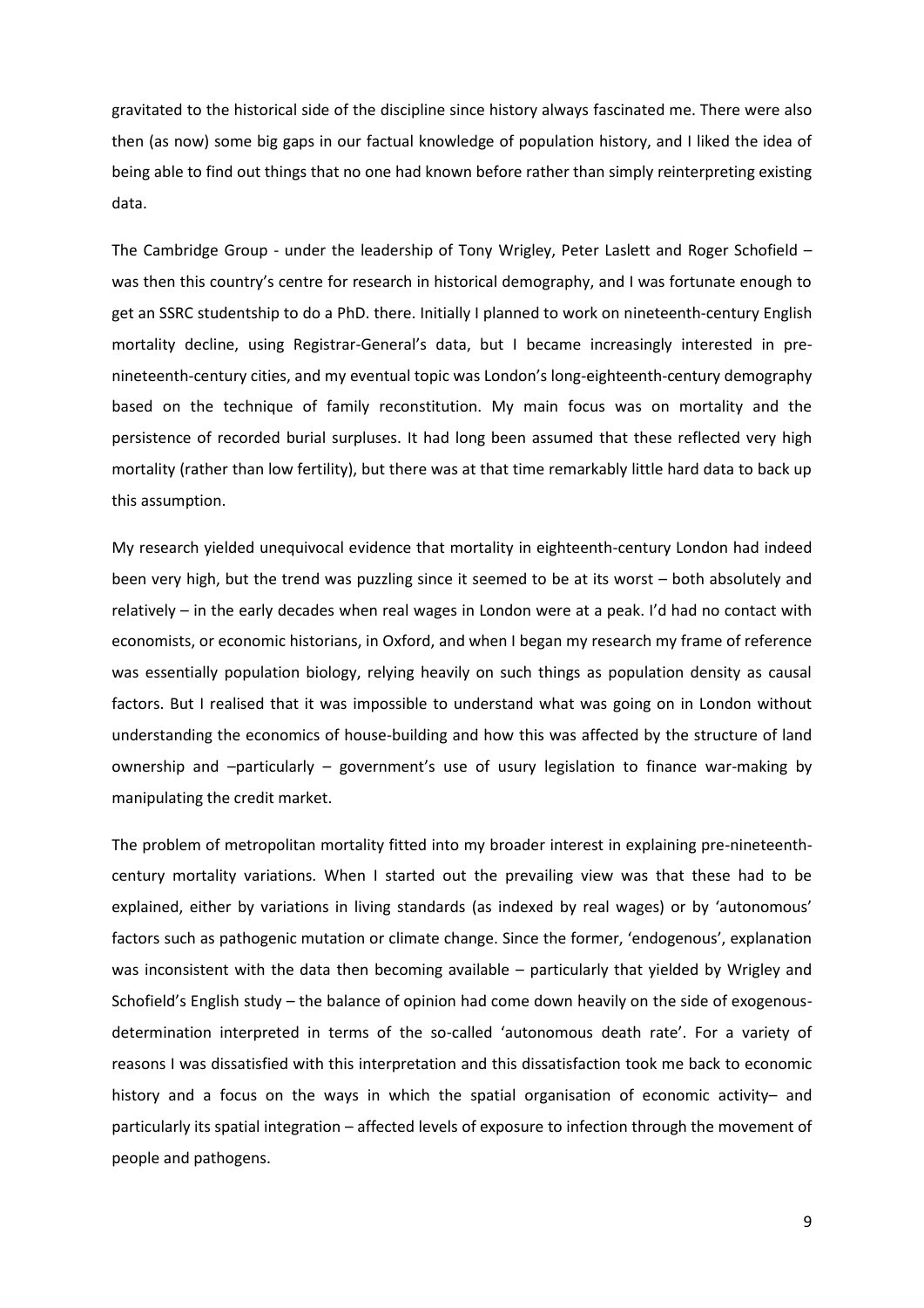gravitated to the historical side of the discipline since history always fascinated me. There were also then (as now) some big gaps in our factual knowledge of population history, and I liked the idea of being able to find out things that no one had known before rather than simply reinterpreting existing data.

The Cambridge Group - under the leadership of Tony Wrigley, Peter Laslett and Roger Schofield – was then this country's centre for research in historical demography, and I was fortunate enough to get an SSRC studentship to do a PhD. there. Initially I planned to work on nineteenth-century English mortality decline, using Registrar-General's data, but I became increasingly interested in pre-nineteenth-century cities, and my eventual topic was London's long-eighteenth-century demography based on the technique of family reconstitution. My main focus was on mortality and the persistence of recorded burial surpluses. It had long been assumed that these reflected very high mortality (rather than low fertility), but there was at that time remarkably little hard data to back up this assumption.

My research yielded unequivocal evidence that mortality in eighteenth-century London had indeed been very high, but the trend was puzzling since it seemed to be at its worst – both absolutely and relatively – in the early decades when real wages in London were at a peak. I'd had no contact with economists, or economic historians, in Oxford, and when I began my research my frame of reference was essentially population biology, relying heavily on such things as population density as causal factors. But I realised that it was impossible to understand what was going on in London without understanding the economics of house-building and how this was affected by the structure of land ownership and –particularly – government's use of usury legislation to finance war-making by manipulating the credit market.

The problem of metropolitan mortality fitted into my broader interest in explaining pre-nineteenth-century mortality variations. When I started out the prevailing view was that these had to be explained, either by variations in living standards (as indexed by real wages) or by 'autonomous' factors such as pathogenic mutation or climate change. Since the former, 'endogenous', explanation was inconsistent with the data then becoming available – particularly that yielded by Wrigley and Schofield's English study – the balance of opinion had come down heavily on the side of exogenous-determination interpreted in terms of the so-called 'autonomous death rate'. For a variety of reasons I was dissatisfied with this interpretation and this dissatisfaction took me back to economic history and a focus on the ways in which the spatial organisation of economic activity– and particularly its spatial integration – affected levels of exposure to infection through the movement of people and pathogens.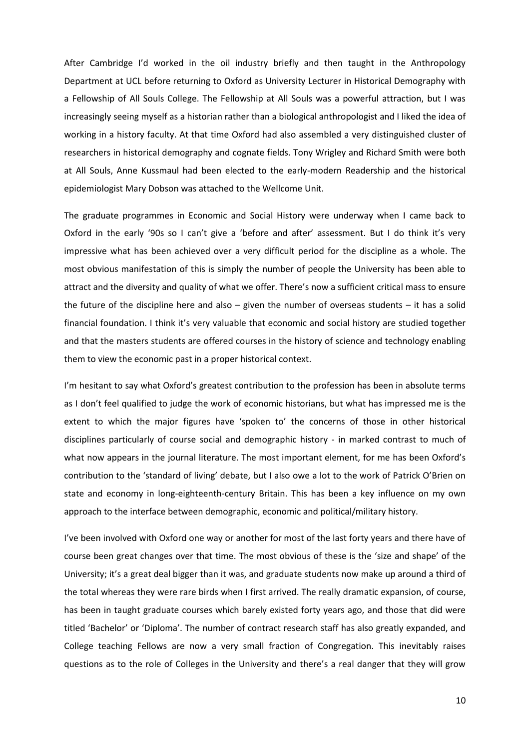After Cambridge I'd worked in the oil industry briefly and then taught in the Anthropology Department at UCL before returning to Oxford as University Lecturer in Historical Demography with a Fellowship of All Souls College. The Fellowship at All Souls was a powerful attraction, but I was increasingly seeing myself as a historian rather than a biological anthropologist and I liked the idea of working in a history faculty. At that time Oxford had also assembled a very distinguished cluster of researchers in historical demography and cognate fields. Tony Wrigley and Richard Smith were both at All Souls, Anne Kussmaul had been elected to the early-modern Readership and the historical epidemiologist Mary Dobson was attached to the Wellcome Unit.

The graduate programmes in Economic and Social History were underway when I came back to Oxford in the early '90s so I can't give a 'before and after' assessment. But I do think it's very impressive what has been achieved over a very difficult period for the discipline as a whole. The most obvious manifestation of this is simply the number of people the University has been able to attract and the diversity and quality of what we offer. There's now a sufficient critical mass to ensure the future of the discipline here and also – given the number of overseas students – it has a solid financial foundation. I think it's very valuable that economic and social history are studied together and that the masters students are offered courses in the history of science and technology enabling them to view the economic past in a proper historical context.

I'm hesitant to say what Oxford's greatest contribution to the profession has been in absolute terms as I don't feel qualified to judge the work of economic historians, but what has impressed me is the extent to which the major figures have 'spoken to' the concerns of those in other historical disciplines particularly of course social and demographic history - in marked contrast to much of what now appears in the journal literature. The most important element, for me has been Oxford's contribution to the 'standard of living' debate, but I also owe a lot to the work of Patrick O'Brien on state and economy in long-eighteenth-century Britain. This has been a key influence on my own approach to the interface between demographic, economic and political/military history.

I've been involved with Oxford one way or another for most of the last forty years and there have of course been great changes over that time. The most obvious of these is the 'size and shape' of the University; it's a great deal bigger than it was, and graduate students now make up around a third of the total whereas they were rare birds when I first arrived. The really dramatic expansion, of course, has been in taught graduate courses which barely existed forty years ago, and those that did were titled 'Bachelor' or 'Diploma'. The number of contract research staff has also greatly expanded, and College teaching Fellows are now a very small fraction of Congregation. This inevitably raises questions as to the role of Colleges in the University and there's a real danger that they will grow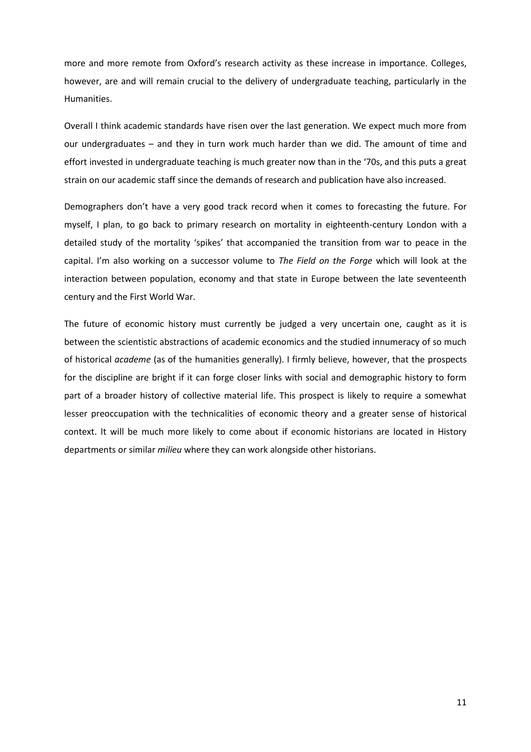more and more remote from Oxford's research activity as these increase in importance. Colleges, however, are and will remain crucial to the delivery of undergraduate teaching, particularly in the Humanities.

Overall I think academic standards have risen over the last generation. We expect much more from our undergraduates – and they in turn work much harder than we did. The amount of time and effort invested in undergraduate teaching is much greater now than in the '70s, and this puts a great strain on our academic staff since the demands of research and publication have also increased.

Demographers don't have a very good track record when it comes to forecasting the future. For myself, I plan, to go back to primary research on mortality in eighteenth-century London with a detailed study of the mortality 'spikes' that accompanied the transition from war to peace in the capital. I'm also working on a successor volume to *The Field on the Forge* which will look at the interaction between population, economy and that state in Europe between the late seventeenth century and the First World War.

The future of economic history must currently be judged a very uncertain one, caught as it is between the scientistic abstractions of academic economics and the studied innumeracy of so much of historical *academe* (as of the humanities generally). I firmly believe, however, that the prospects for the discipline are bright if it can forge closer links with social and demographic history to form part of a broader history of collective material life. This prospect is likely to require a somewhat lesser preoccupation with the technicalities of economic theory and a greater sense of historical context. It will be much more likely to come about if economic historians are located in History departments or similar *milieu* where they can work alongside other historians.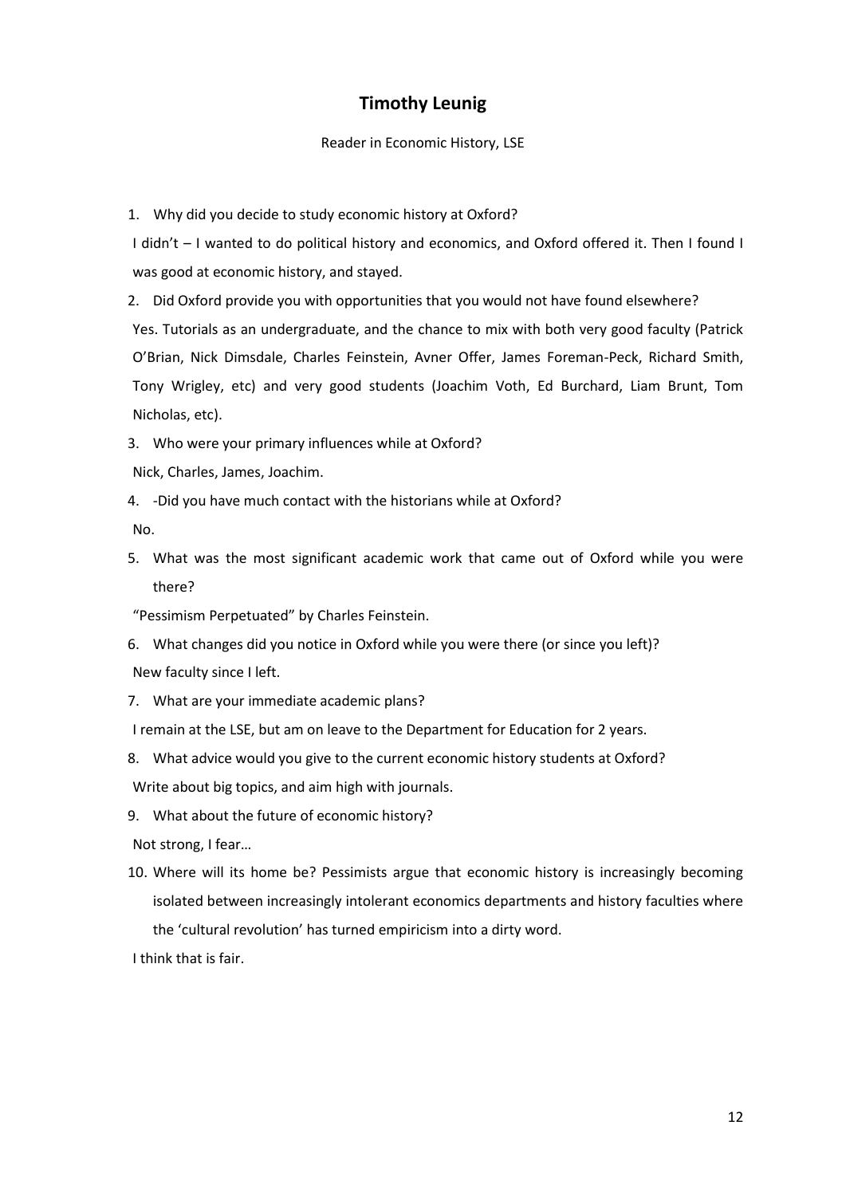## Timothy Leunig

Reader in Economic History, LSE

1. Why did you decide to study economic history at Oxford?

I didn't – I wanted to do political history and economics, and Oxford offered it. Then I found I was good at economic history, and stayed.

2. Did Oxford provide you with opportunities that you would not have found elsewhere?

Yes. Tutorials as an undergraduate, and the chance to mix with both very good faculty (Patrick O'Brian, Nick Dimsdale, Charles Feinstein, Avner Offer, James Foreman-Peck, Richard Smith, Tony Wrigley, etc) and very good students (Joachim Voth, Ed Burchard, Liam Brunt, Tom Nicholas, etc).

3. Who were your primary influences while at Oxford?

Nick, Charles, James, Joachim.

4. -Did you have much contact with the historians while at Oxford?

No.

5. What was the most significant academic work that came out of Oxford while you were there?

"Pessimism Perpetuated" by Charles Feinstein.

6. What changes did you notice in Oxford while you were there (or since you left)?

New faculty since I left.

7. What are your immediate academic plans?

I remain at the LSE, but am on leave to the Department for Education for 2 years.

8. What advice would you give to the current economic history students at Oxford?

Write about big topics, and aim high with journals.

9. What about the future of economic history?

Not strong, I fear…

10. Where will its home be? Pessimists argue that economic history is increasingly becoming isolated between increasingly intolerant economics departments and history faculties where the 'cultural revolution' has turned empiricism into a dirty word.

I think that is fair.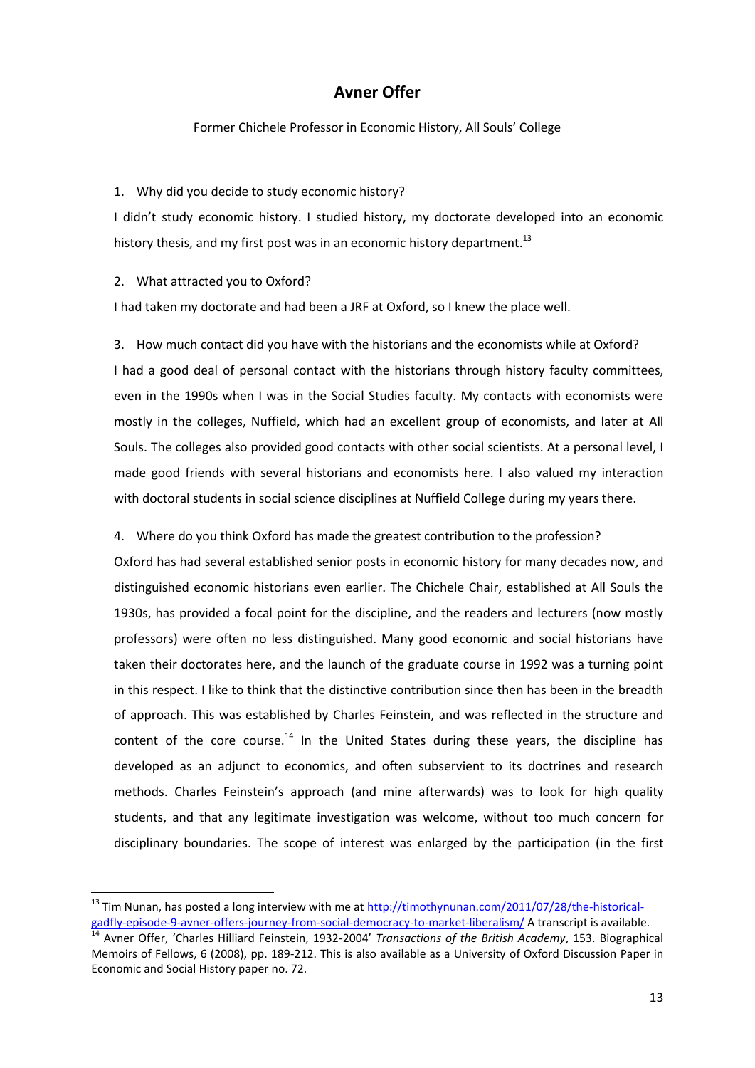## Avner Offer

Former Chichele Professor in Economic History, All Souls' College

1. Why did you decide to study economic history?

I didn't study economic history. I studied history, my doctorate developed into an economic history thesis, and my first post was in an economic history department.[13]

2. What attracted you to Oxford?

I had taken my doctorate and had been a JRF at Oxford, so I knew the place well.

3. How much contact did you have with the historians and the economists while at Oxford?

I had a good deal of personal contact with the historians through history faculty committees, even in the 1990s when I was in the Social Studies faculty. My contacts with economists were mostly in the colleges, Nuffield, which had an excellent group of economists, and later at All Souls. The colleges also provided good contacts with other social scientists. At a personal level, I made good friends with several historians and economists here. I also valued my interaction with doctoral students in social science disciplines at Nuffield College during my years there.

4. Where do you think Oxford has made the greatest contribution to the profession?

Oxford has had several established senior posts in economic history for many decades now, and distinguished economic historians even earlier. The Chichele Chair, established at All Souls the 1930s, has provided a focal point for the discipline, and the readers and lecturers (now mostly professors) were often no less distinguished. Many good economic and social historians have taken their doctorates here, and the launch of the graduate course in 1992 was a turning point in this respect. I like to think that the distinctive contribution since then has been in the breadth of approach. This was established by Charles Feinstein, and was reflected in the structure and content of the core course.[14] In the United States during these years, the discipline has developed as an adjunct to economics, and often subservient to its doctrines and research methods. Charles Feinstein's approach (and mine afterwards) was to look for high quality students, and that any legitimate investigation was welcome, without too much concern for disciplinary boundaries. The scope of interest was enlarged by the participation (in the first

---

[13] Tim Nunan, has posted a long interview with me at http://timothynunan.com/2011/07/28/the-historical-gadfly-episode-9-avner-offers-journey-from-social-democracy-to-market-liberalism/ A transcript is available.

[14] Avner Offer, 'Charles Hilliard Feinstein, 1932-2004' *Transactions of the British Academy*, 153. Biographical Memoirs of Fellows, 6 (2008), pp. 189-212. This is also available as a University of Oxford Discussion Paper in Economic and Social History paper no. 72.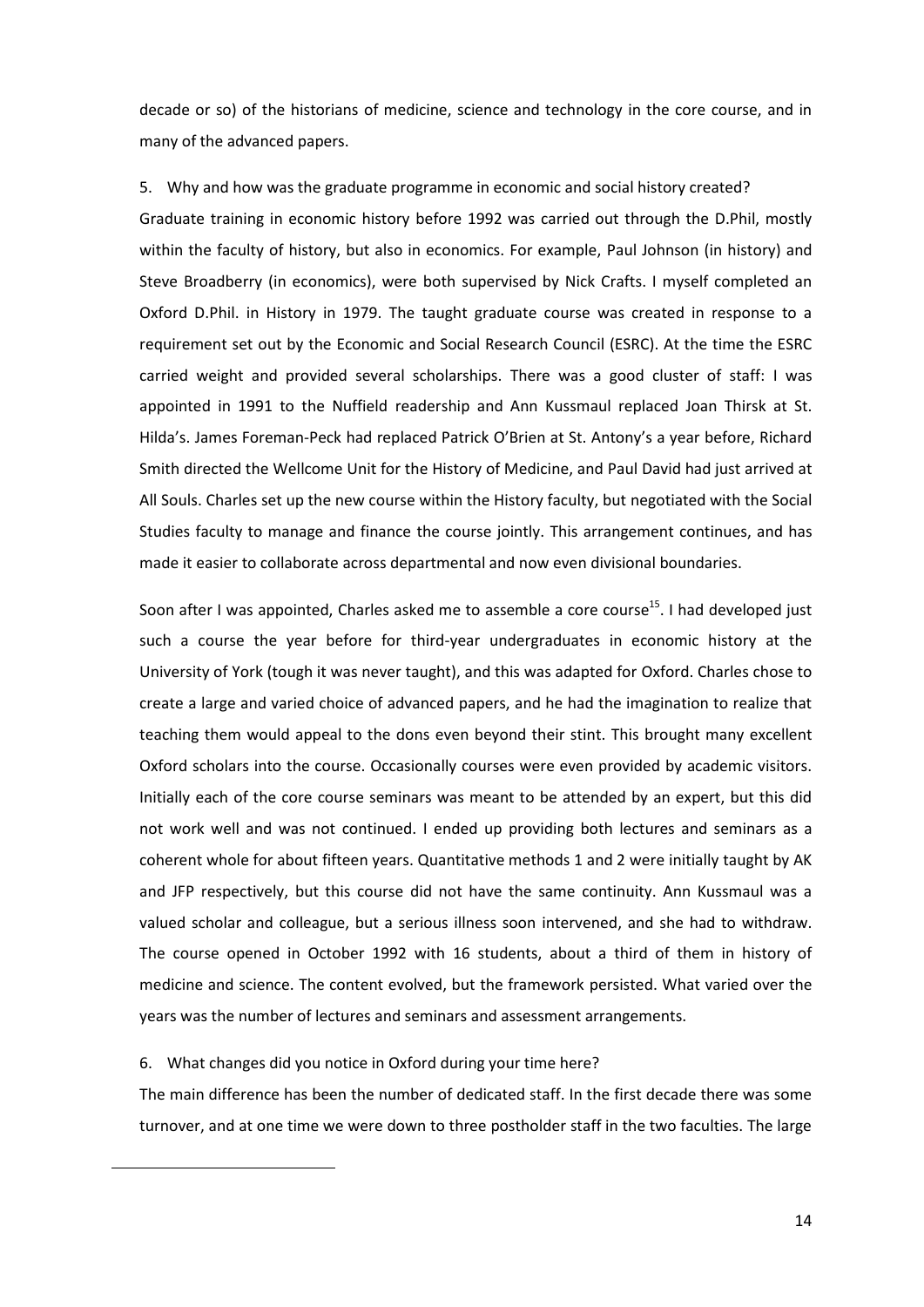decade or so) of the historians of medicine, science and technology in the core course, and in many of the advanced papers.

5. Why and how was the graduate programme in economic and social history created?

Graduate training in economic history before 1992 was carried out through the D.Phil, mostly within the faculty of history, but also in economics. For example, Paul Johnson (in history) and Steve Broadberry (in economics), were both supervised by Nick Crafts. I myself completed an Oxford D.Phil. in History in 1979. The taught graduate course was created in response to a requirement set out by the Economic and Social Research Council (ESRC). At the time the ESRC carried weight and provided several scholarships. There was a good cluster of staff: I was appointed in 1991 to the Nuffield readership and Ann Kussmaul replaced Joan Thirsk at St. Hilda's. James Foreman-Peck had replaced Patrick O'Brien at St. Antony's a year before, Richard Smith directed the Wellcome Unit for the History of Medicine, and Paul David had just arrived at All Souls. Charles set up the new course within the History faculty, but negotiated with the Social Studies faculty to manage and finance the course jointly. This arrangement continues, and has made it easier to collaborate across departmental and now even divisional boundaries.

Soon after I was appointed, Charles asked me to assemble a core course[15]. I had developed just such a course the year before for third-year undergraduates in economic history at the University of York (tough it was never taught), and this was adapted for Oxford. Charles chose to create a large and varied choice of advanced papers, and he had the imagination to realize that teaching them would appeal to the dons even beyond their stint. This brought many excellent Oxford scholars into the course. Occasionally courses were even provided by academic visitors. Initially each of the core course seminars was meant to be attended by an expert, but this did not work well and was not continued. I ended up providing both lectures and seminars as a coherent whole for about fifteen years. Quantitative methods 1 and 2 were initially taught by AK and JFP respectively, but this course did not have the same continuity. Ann Kussmaul was a valued scholar and colleague, but a serious illness soon intervened, and she had to withdraw. The course opened in October 1992 with 16 students, about a third of them in history of medicine and science. The content evolved, but the framework persisted. What varied over the years was the number of lectures and seminars and assessment arrangements.

6. What changes did you notice in Oxford during your time here?

The main difference has been the number of dedicated staff. In the first decade there was some turnover, and at one time we were down to three postholder staff in the two faculties. The large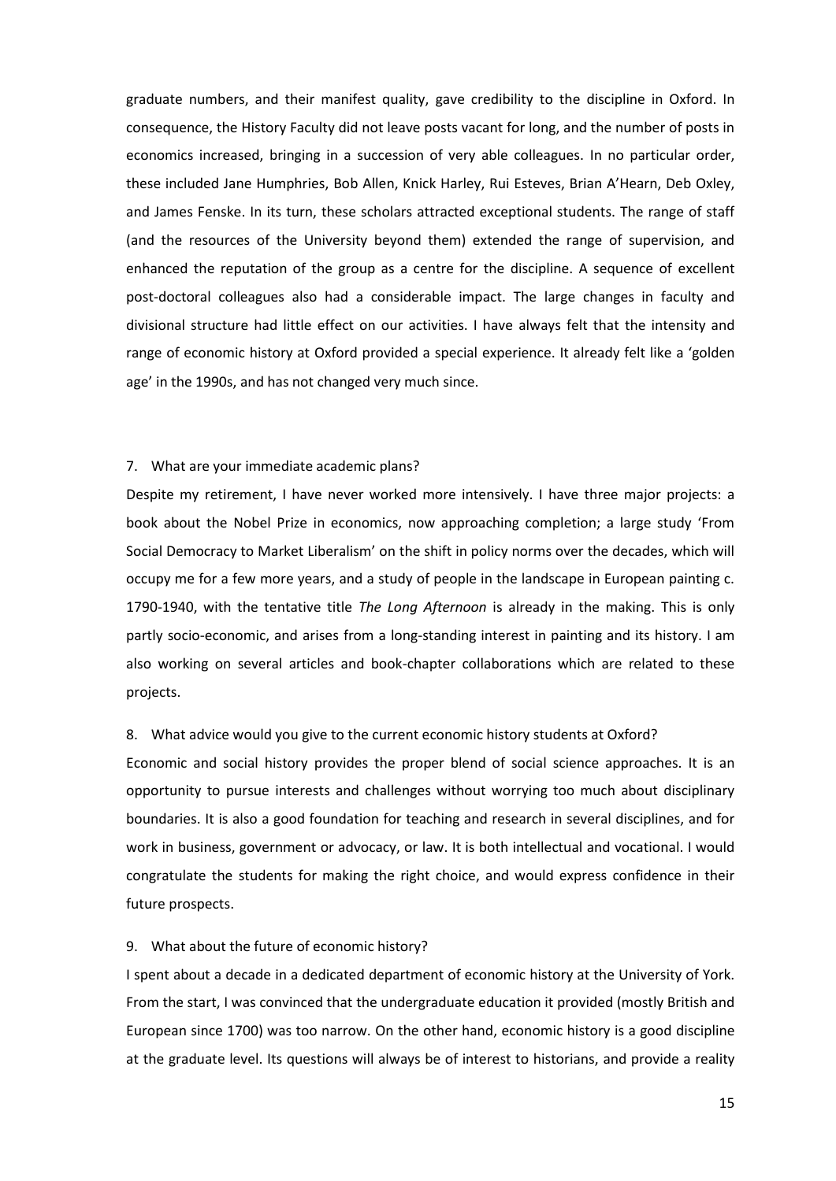graduate numbers, and their manifest quality, gave credibility to the discipline in Oxford. In consequence, the History Faculty did not leave posts vacant for long, and the number of posts in economics increased, bringing in a succession of very able colleagues. In no particular order, these included Jane Humphries, Bob Allen, Knick Harley, Rui Esteves, Brian A'Hearn, Deb Oxley, and James Fenske. In its turn, these scholars attracted exceptional students. The range of staff (and the resources of the University beyond them) extended the range of supervision, and enhanced the reputation of the group as a centre for the discipline. A sequence of excellent post-doctoral colleagues also had a considerable impact. The large changes in faculty and divisional structure had little effect on our activities. I have always felt that the intensity and range of economic history at Oxford provided a special experience. It already felt like a 'golden age' in the 1990s, and has not changed very much since.

7. What are your immediate academic plans?

Despite my retirement, I have never worked more intensively. I have three major projects: a book about the Nobel Prize in economics, now approaching completion; a large study 'From Social Democracy to Market Liberalism' on the shift in policy norms over the decades, which will occupy me for a few more years, and a study of people in the landscape in European painting c. 1790-1940, with the tentative title *The Long Afternoon* is already in the making. This is only partly socio-economic, and arises from a long-standing interest in painting and its history. I am also working on several articles and book-chapter collaborations which are related to these projects.

8. What advice would you give to the current economic history students at Oxford?

Economic and social history provides the proper blend of social science approaches. It is an opportunity to pursue interests and challenges without worrying too much about disciplinary boundaries. It is also a good foundation for teaching and research in several disciplines, and for work in business, government or advocacy, or law. It is both intellectual and vocational. I would congratulate the students for making the right choice, and would express confidence in their future prospects.

9. What about the future of economic history?

I spent about a decade in a dedicated department of economic history at the University of York. From the start, I was convinced that the undergraduate education it provided (mostly British and European since 1700) was too narrow. On the other hand, economic history is a good discipline at the graduate level. Its questions will always be of interest to historians, and provide a reality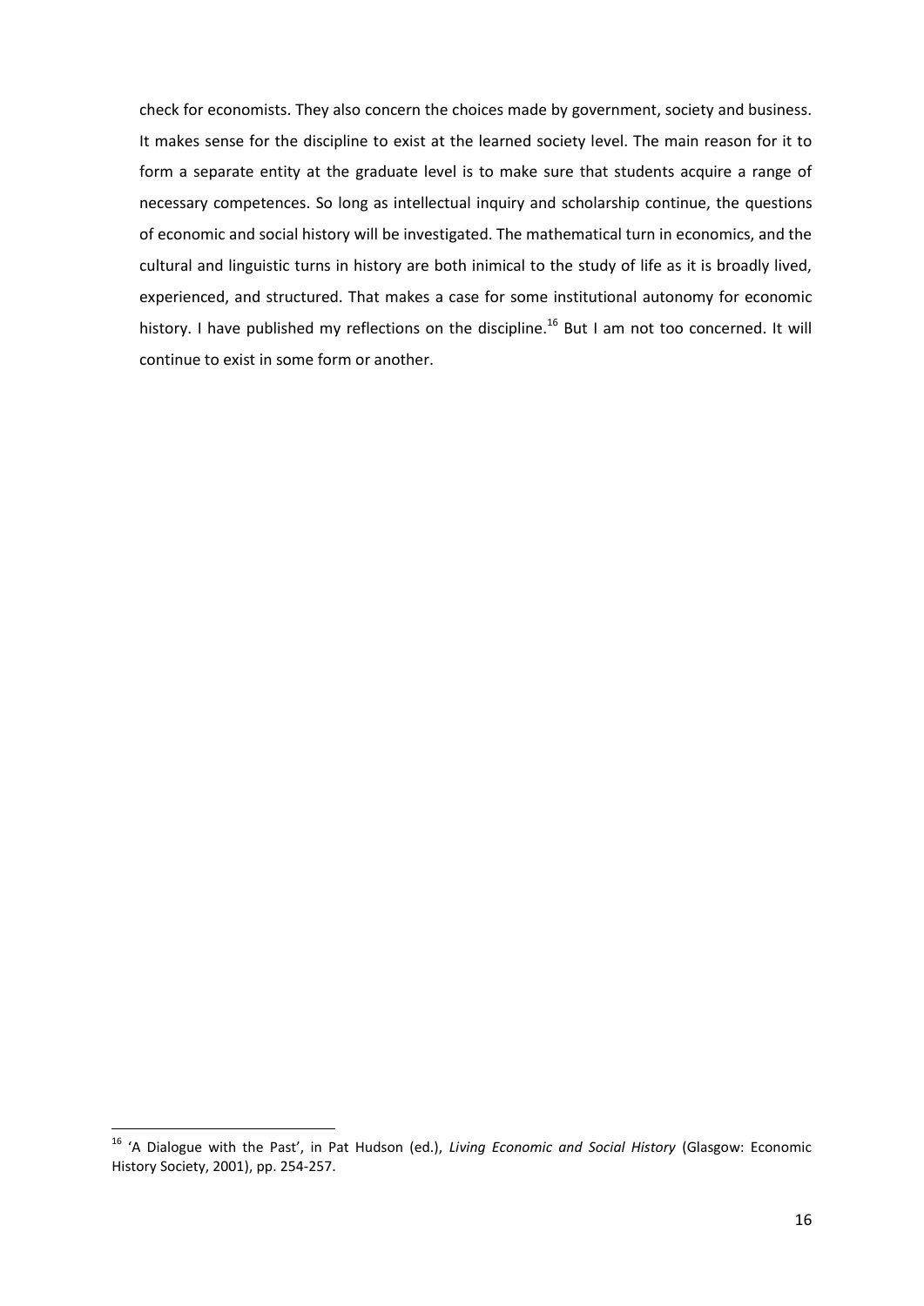check for economists. They also concern the choices made by government, society and business. It makes sense for the discipline to exist at the learned society level. The main reason for it to form a separate entity at the graduate level is to make sure that students acquire a range of necessary competences. So long as intellectual inquiry and scholarship continue, the questions of economic and social history will be investigated. The mathematical turn in economics, and the cultural and linguistic turns in history are both inimical to the study of life as it is broadly lived, experienced, and structured. That makes a case for some institutional autonomy for economic history. I have published my reflections on the discipline.[16] But I am not too concerned. It will continue to exist in some form or another.

---

[16] 'A Dialogue with the Past', in Pat Hudson (ed.), *Living Economic and Social History* (Glasgow: Economic History Society, 2001), pp. 254-257.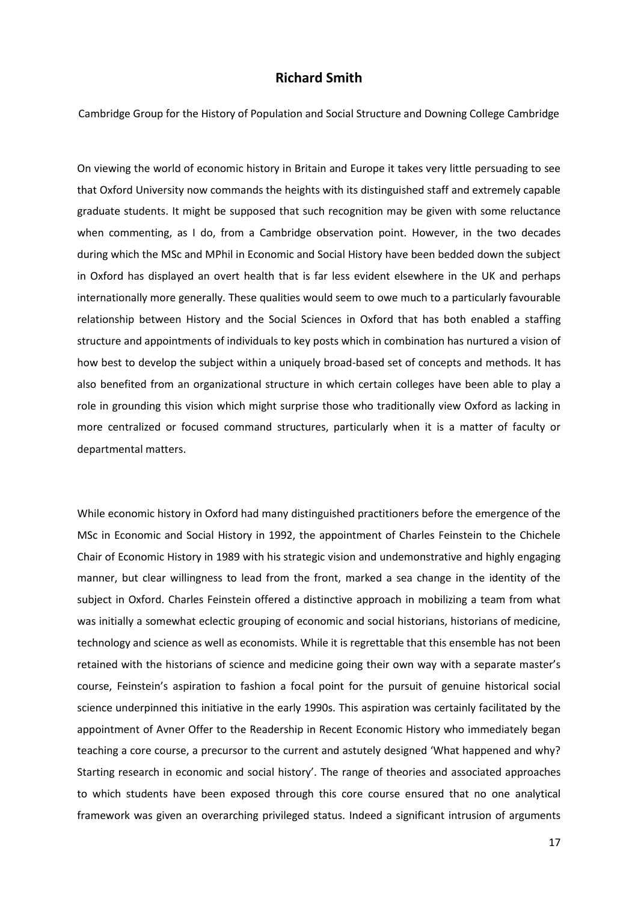## Richard Smith

Cambridge Group for the History of Population and Social Structure and Downing College Cambridge

On viewing the world of economic history in Britain and Europe it takes very little persuading to see that Oxford University now commands the heights with its distinguished staff and extremely capable graduate students. It might be supposed that such recognition may be given with some reluctance when commenting, as I do, from a Cambridge observation point. However, in the two decades during which the MSc and MPhil in Economic and Social History have been bedded down the subject in Oxford has displayed an overt health that is far less evident elsewhere in the UK and perhaps internationally more generally. These qualities would seem to owe much to a particularly favourable relationship between History and the Social Sciences in Oxford that has both enabled a staffing structure and appointments of individuals to key posts which in combination has nurtured a vision of how best to develop the subject within a uniquely broad-based set of concepts and methods. It has also benefited from an organizational structure in which certain colleges have been able to play a role in grounding this vision which might surprise those who traditionally view Oxford as lacking in more centralized or focused command structures, particularly when it is a matter of faculty or departmental matters.

While economic history in Oxford had many distinguished practitioners before the emergence of the MSc in Economic and Social History in 1992, the appointment of Charles Feinstein to the Chichele Chair of Economic History in 1989 with his strategic vision and undemonstrative and highly engaging manner, but clear willingness to lead from the front, marked a sea change in the identity of the subject in Oxford. Charles Feinstein offered a distinctive approach in mobilizing a team from what was initially a somewhat eclectic grouping of economic and social historians, historians of medicine, technology and science as well as economists. While it is regrettable that this ensemble has not been retained with the historians of science and medicine going their own way with a separate master's course, Feinstein's aspiration to fashion a focal point for the pursuit of genuine historical social science underpinned this initiative in the early 1990s. This aspiration was certainly facilitated by the appointment of Avner Offer to the Readership in Recent Economic History who immediately began teaching a core course, a precursor to the current and astutely designed 'What happened and why? Starting research in economic and social history'. The range of theories and associated approaches to which students have been exposed through this core course ensured that no one analytical framework was given an overarching privileged status. Indeed a significant intrusion of arguments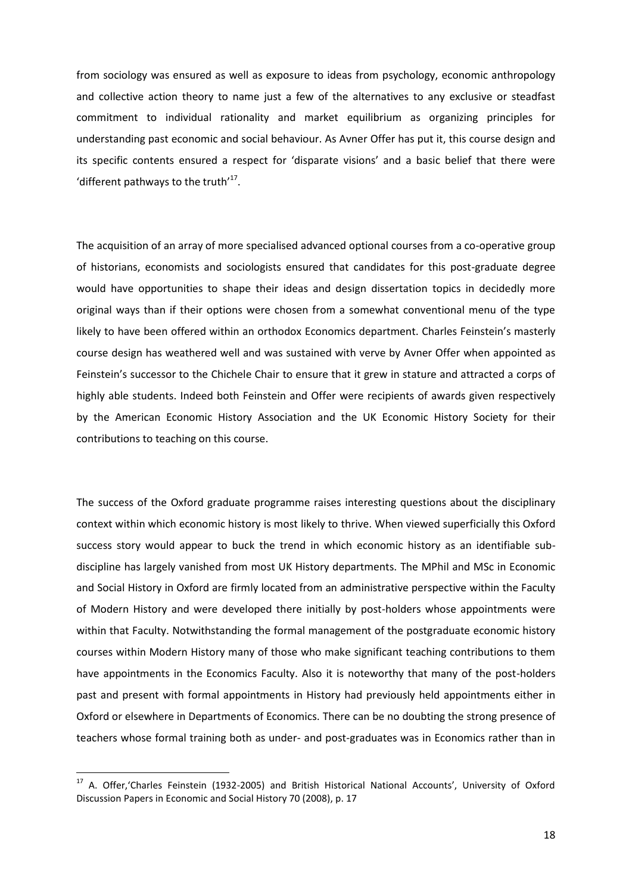from sociology was ensured as well as exposure to ideas from psychology, economic anthropology and collective action theory to name just a few of the alternatives to any exclusive or steadfast commitment to individual rationality and market equilibrium as organizing principles for understanding past economic and social behaviour. As Avner Offer has put it, this course design and its specific contents ensured a respect for 'disparate visions' and a basic belief that there were 'different pathways to the truth'[17].

The acquisition of an array of more specialised advanced optional courses from a co-operative group of historians, economists and sociologists ensured that candidates for this post-graduate degree would have opportunities to shape their ideas and design dissertation topics in decidedly more original ways than if their options were chosen from a somewhat conventional menu of the type likely to have been offered within an orthodox Economics department. Charles Feinstein's masterly course design has weathered well and was sustained with verve by Avner Offer when appointed as Feinstein's successor to the Chichele Chair to ensure that it grew in stature and attracted a corps of highly able students. Indeed both Feinstein and Offer were recipients of awards given respectively by the American Economic History Association and the UK Economic History Society for their contributions to teaching on this course.

The success of the Oxford graduate programme raises interesting questions about the disciplinary context within which economic history is most likely to thrive. When viewed superficially this Oxford success story would appear to buck the trend in which economic history as an identifiable sub-discipline has largely vanished from most UK History departments. The MPhil and MSc in Economic and Social History in Oxford are firmly located from an administrative perspective within the Faculty of Modern History and were developed there initially by post-holders whose appointments were within that Faculty. Notwithstanding the formal management of the postgraduate economic history courses within Modern History many of those who make significant teaching contributions to them have appointments in the Economics Faculty. Also it is noteworthy that many of the post-holders past and present with formal appointments in History had previously held appointments either in Oxford or elsewhere in Departments of Economics. There can be no doubting the strong presence of teachers whose formal training both as under- and post-graduates was in Economics rather than in

[17] A. Offer,'Charles Feinstein (1932-2005) and British Historical National Accounts', University of Oxford Discussion Papers in Economic and Social History 70 (2008), p. 17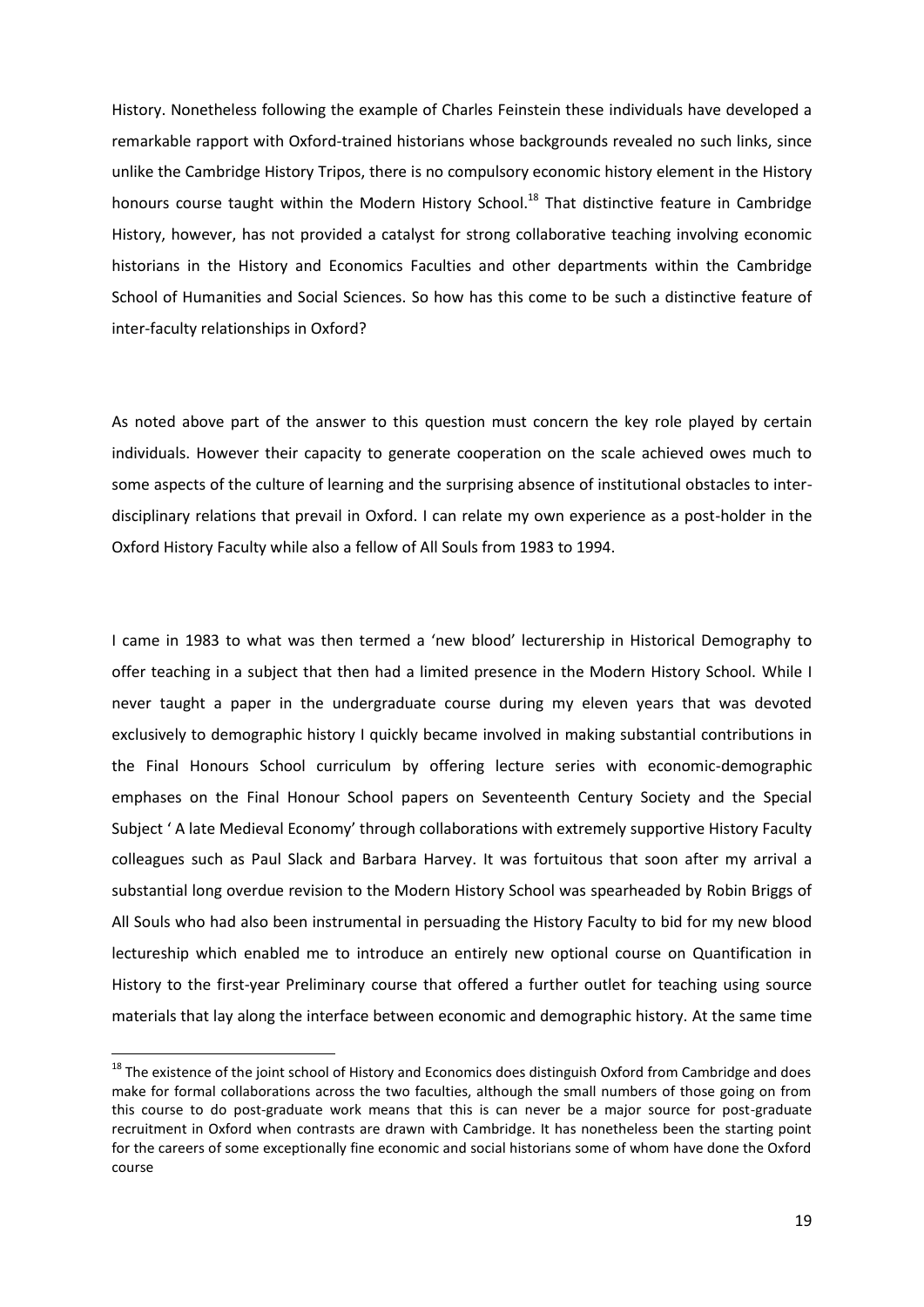History. Nonetheless following the example of Charles Feinstein these individuals have developed a remarkable rapport with Oxford-trained historians whose backgrounds revealed no such links, since unlike the Cambridge History Tripos, there is no compulsory economic history element in the History honours course taught within the Modern History School.[18] That distinctive feature in Cambridge History, however, has not provided a catalyst for strong collaborative teaching involving economic historians in the History and Economics Faculties and other departments within the Cambridge School of Humanities and Social Sciences. So how has this come to be such a distinctive feature of inter-faculty relationships in Oxford?

As noted above part of the answer to this question must concern the key role played by certain individuals. However their capacity to generate cooperation on the scale achieved owes much to some aspects of the culture of learning and the surprising absence of institutional obstacles to inter-disciplinary relations that prevail in Oxford. I can relate my own experience as a post-holder in the Oxford History Faculty while also a fellow of All Souls from 1983 to 1994.

I came in 1983 to what was then termed a 'new blood' lecturership in Historical Demography to offer teaching in a subject that then had a limited presence in the Modern History School. While I never taught a paper in the undergraduate course during my eleven years that was devoted exclusively to demographic history I quickly became involved in making substantial contributions in the Final Honours School curriculum by offering lecture series with economic-demographic emphases on the Final Honour School papers on Seventeenth Century Society and the Special Subject ' A late Medieval Economy' through collaborations with extremely supportive History Faculty colleagues such as Paul Slack and Barbara Harvey. It was fortuitous that soon after my arrival a substantial long overdue revision to the Modern History School was spearheaded by Robin Briggs of All Souls who had also been instrumental in persuading the History Faculty to bid for my new blood lectureship which enabled me to introduce an entirely new optional course on Quantification in History to the first-year Preliminary course that offered a further outlet for teaching using source materials that lay along the interface between economic and demographic history. At the same time

[18] The existence of the joint school of History and Economics does distinguish Oxford from Cambridge and does make for formal collaborations across the two faculties, although the small numbers of those going on from this course to do post-graduate work means that this is can never be a major source for post-graduate recruitment in Oxford when contrasts are drawn with Cambridge. It has nonetheless been the starting point for the careers of some exceptionally fine economic and social historians some of whom have done the Oxford course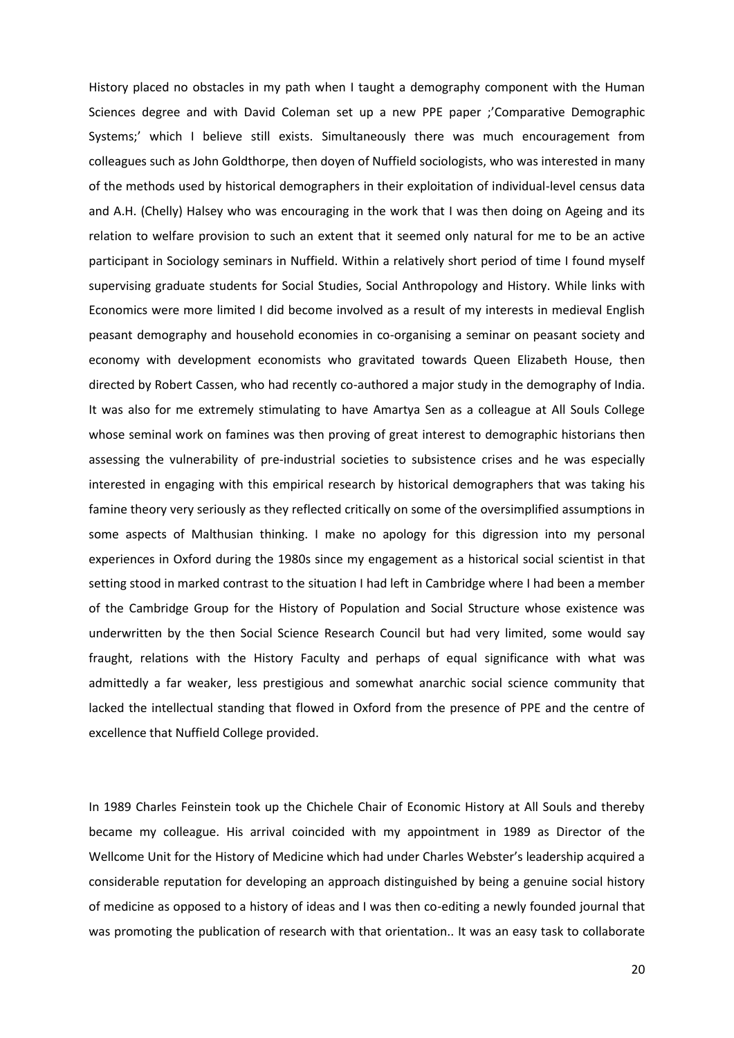History placed no obstacles in my path when I taught a demography component with the Human Sciences degree and with David Coleman set up a new PPE paper ;'Comparative Demographic Systems;' which I believe still exists. Simultaneously there was much encouragement from colleagues such as John Goldthorpe, then doyen of Nuffield sociologists, who was interested in many of the methods used by historical demographers in their exploitation of individual-level census data and A.H. (Chelly) Halsey who was encouraging in the work that I was then doing on Ageing and its relation to welfare provision to such an extent that it seemed only natural for me to be an active participant in Sociology seminars in Nuffield. Within a relatively short period of time I found myself supervising graduate students for Social Studies, Social Anthropology and History. While links with Economics were more limited I did become involved as a result of my interests in medieval English peasant demography and household economies in co-organising a seminar on peasant society and economy with development economists who gravitated towards Queen Elizabeth House, then directed by Robert Cassen, who had recently co-authored a major study in the demography of India. It was also for me extremely stimulating to have Amartya Sen as a colleague at All Souls College whose seminal work on famines was then proving of great interest to demographic historians then assessing the vulnerability of pre-industrial societies to subsistence crises and he was especially interested in engaging with this empirical research by historical demographers that was taking his famine theory very seriously as they reflected critically on some of the oversimplified assumptions in some aspects of Malthusian thinking. I make no apology for this digression into my personal experiences in Oxford during the 1980s since my engagement as a historical social scientist in that setting stood in marked contrast to the situation I had left in Cambridge where I had been a member of the Cambridge Group for the History of Population and Social Structure whose existence was underwritten by the then Social Science Research Council but had very limited, some would say fraught, relations with the History Faculty and perhaps of equal significance with what was admittedly a far weaker, less prestigious and somewhat anarchic social science community that lacked the intellectual standing that flowed in Oxford from the presence of PPE and the centre of excellence that Nuffield College provided.

In 1989 Charles Feinstein took up the Chichele Chair of Economic History at All Souls and thereby became my colleague. His arrival coincided with my appointment in 1989 as Director of the Wellcome Unit for the History of Medicine which had under Charles Webster's leadership acquired a considerable reputation for developing an approach distinguished by being a genuine social history of medicine as opposed to a history of ideas and I was then co-editing a newly founded journal that was promoting the publication of research with that orientation.. It was an easy task to collaborate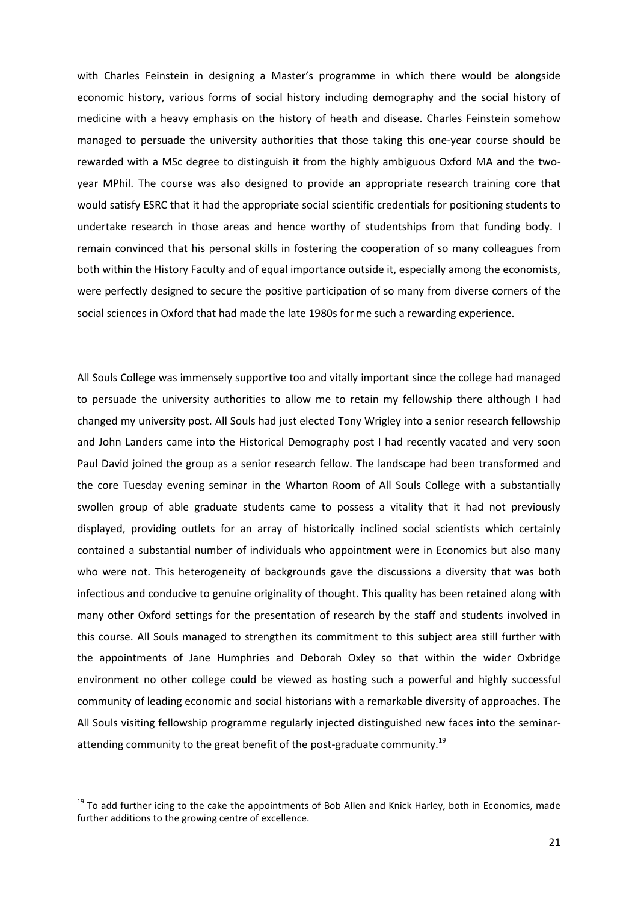with Charles Feinstein in designing a Master's programme in which there would be alongside economic history, various forms of social history including demography and the social history of medicine with a heavy emphasis on the history of heath and disease. Charles Feinstein somehow managed to persuade the university authorities that those taking this one-year course should be rewarded with a MSc degree to distinguish it from the highly ambiguous Oxford MA and the two-year MPhil. The course was also designed to provide an appropriate research training core that would satisfy ESRC that it had the appropriate social scientific credentials for positioning students to undertake research in those areas and hence worthy of studentships from that funding body. I remain convinced that his personal skills in fostering the cooperation of so many colleagues from both within the History Faculty and of equal importance outside it, especially among the economists, were perfectly designed to secure the positive participation of so many from diverse corners of the social sciences in Oxford that had made the late 1980s for me such a rewarding experience.

All Souls College was immensely supportive too and vitally important since the college had managed to persuade the university authorities to allow me to retain my fellowship there although I had changed my university post. All Souls had just elected Tony Wrigley into a senior research fellowship and John Landers came into the Historical Demography post I had recently vacated and very soon Paul David joined the group as a senior research fellow. The landscape had been transformed and the core Tuesday evening seminar in the Wharton Room of All Souls College with a substantially swollen group of able graduate students came to possess a vitality that it had not previously displayed, providing outlets for an array of historically inclined social scientists which certainly contained a substantial number of individuals who appointment were in Economics but also many who were not. This heterogeneity of backgrounds gave the discussions a diversity that was both infectious and conducive to genuine originality of thought. This quality has been retained along with many other Oxford settings for the presentation of research by the staff and students involved in this course. All Souls managed to strengthen its commitment to this subject area still further with the appointments of Jane Humphries and Deborah Oxley so that within the wider Oxbridge environment no other college could be viewed as hosting such a powerful and highly successful community of leading economic and social historians with a remarkable diversity of approaches. The All Souls visiting fellowship programme regularly injected distinguished new faces into the seminar-attending community to the great benefit of the post-graduate community.[19]

---

[19] To add further icing to the cake the appointments of Bob Allen and Knick Harley, both in Economics, made further additions to the growing centre of excellence.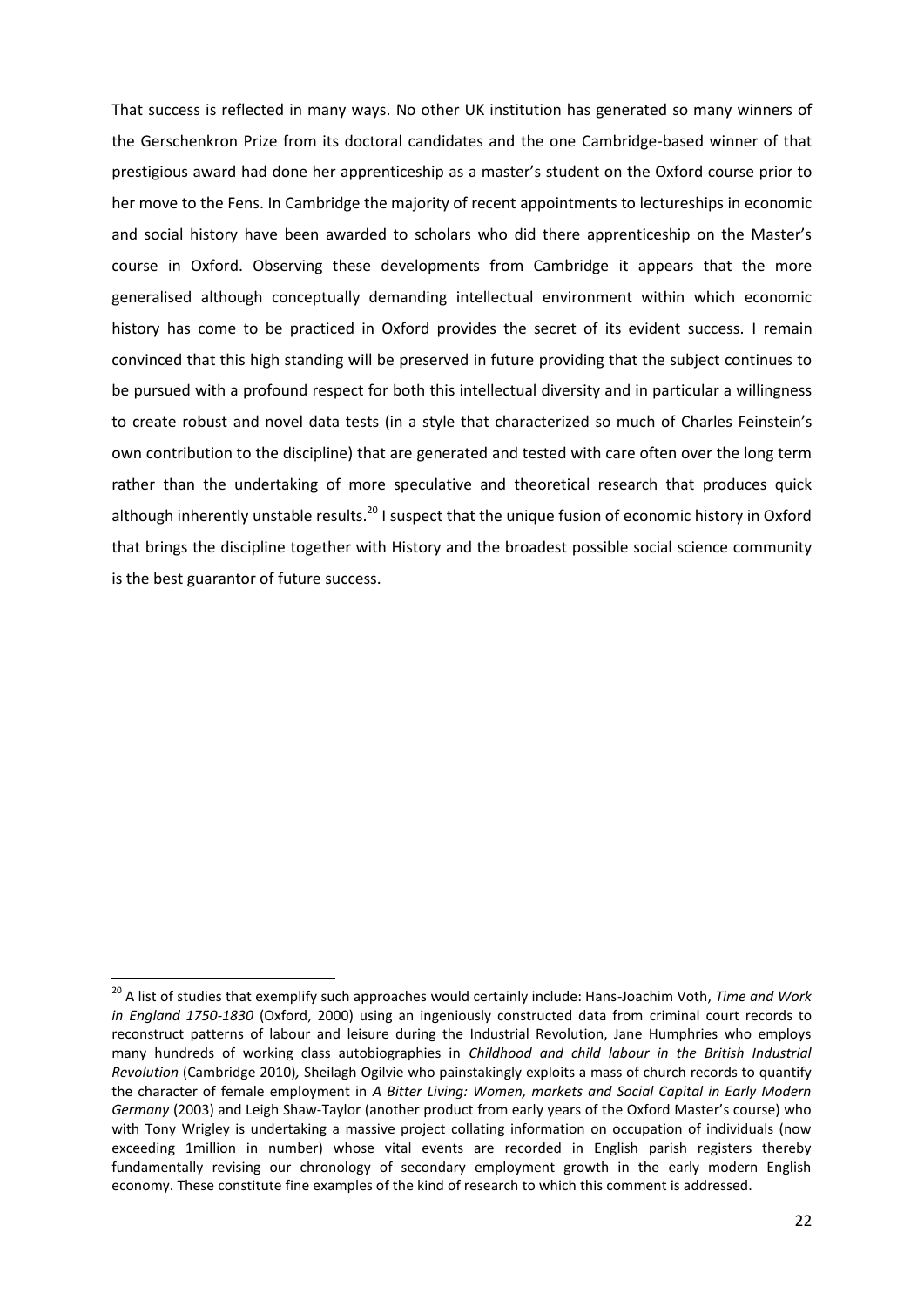That success is reflected in many ways. No other UK institution has generated so many winners of the Gerschenkron Prize from its doctoral candidates and the one Cambridge-based winner of that prestigious award had done her apprenticeship as a master's student on the Oxford course prior to her move to the Fens. In Cambridge the majority of recent appointments to lectureships in economic and social history have been awarded to scholars who did there apprenticeship on the Master's course in Oxford. Observing these developments from Cambridge it appears that the more generalised although conceptually demanding intellectual environment within which economic history has come to be practiced in Oxford provides the secret of its evident success. I remain convinced that this high standing will be preserved in future providing that the subject continues to be pursued with a profound respect for both this intellectual diversity and in particular a willingness to create robust and novel data tests (in a style that characterized so much of Charles Feinstein's own contribution to the discipline) that are generated and tested with care often over the long term rather than the undertaking of more speculative and theoretical research that produces quick although inherently unstable results.[20] I suspect that the unique fusion of economic history in Oxford that brings the discipline together with History and the broadest possible social science community is the best guarantor of future success.

---

[20] A list of studies that exemplify such approaches would certainly include: Hans-Joachim Voth, *Time and Work in England 1750-1830* (Oxford, 2000) using an ingeniously constructed data from criminal court records to reconstruct patterns of labour and leisure during the Industrial Revolution, Jane Humphries who employs many hundreds of working class autobiographies in *Childhood and child labour in the British Industrial Revolution* (Cambridge 2010), Sheilagh Ogilvie who painstakingly exploits a mass of church records to quantify the character of female employment in *A Bitter Living: Women, markets and Social Capital in Early Modern Germany* (2003) and Leigh Shaw-Taylor (another product from early years of the Oxford Master's course) who with Tony Wrigley is undertaking a massive project collating information on occupation of individuals (now exceeding 1million in number) whose vital events are recorded in English parish registers thereby fundamentally revising our chronology of secondary employment growth in the early modern English economy. These constitute fine examples of the kind of research to which this comment is addressed.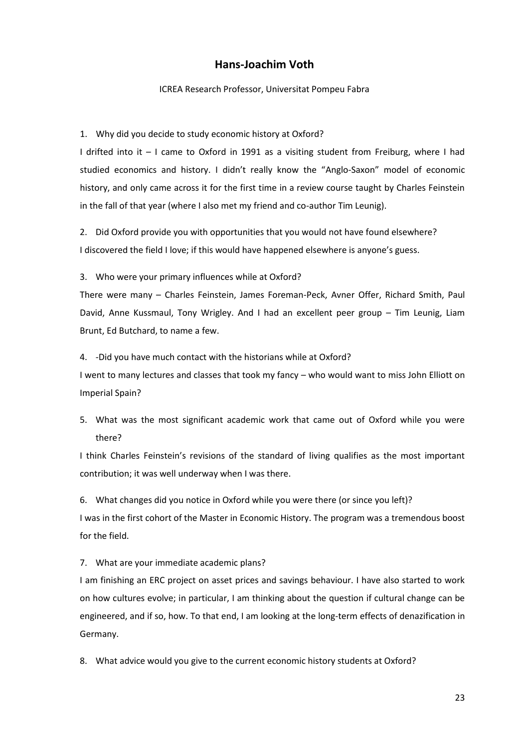## Hans-Joachim Voth

ICREA Research Professor, Universitat Pompeu Fabra

1. Why did you decide to study economic history at Oxford?

I drifted into it – I came to Oxford in 1991 as a visiting student from Freiburg, where I had studied economics and history. I didn't really know the "Anglo-Saxon" model of economic history, and only came across it for the first time in a review course taught by Charles Feinstein in the fall of that year (where I also met my friend and co-author Tim Leunig).

2. Did Oxford provide you with opportunities that you would not have found elsewhere?

I discovered the field I love; if this would have happened elsewhere is anyone's guess.

3. Who were your primary influences while at Oxford?

There were many – Charles Feinstein, James Foreman-Peck, Avner Offer, Richard Smith, Paul David, Anne Kussmaul, Tony Wrigley. And I had an excellent peer group – Tim Leunig, Liam Brunt, Ed Butchard, to name a few.

4. -Did you have much contact with the historians while at Oxford?

I went to many lectures and classes that took my fancy – who would want to miss John Elliott on Imperial Spain?

5. What was the most significant academic work that came out of Oxford while you were there?

I think Charles Feinstein's revisions of the standard of living qualifies as the most important contribution; it was well underway when I was there.

6. What changes did you notice in Oxford while you were there (or since you left)?

I was in the first cohort of the Master in Economic History. The program was a tremendous boost for the field.

7. What are your immediate academic plans?

I am finishing an ERC project on asset prices and savings behaviour. I have also started to work on how cultures evolve; in particular, I am thinking about the question if cultural change can be engineered, and if so, how. To that end, I am looking at the long-term effects of denazification in Germany.

8. What advice would you give to the current economic history students at Oxford?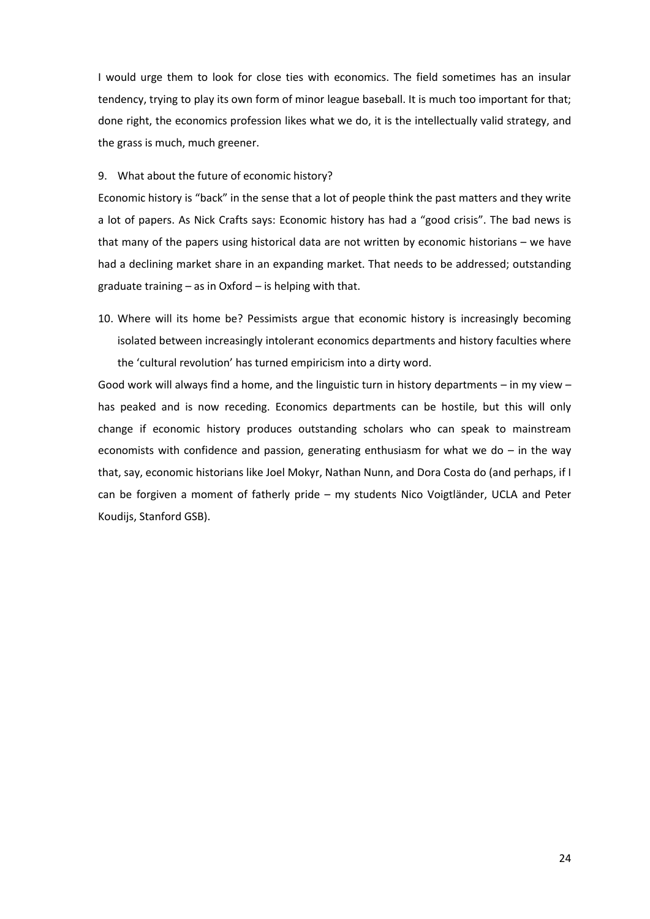I would urge them to look for close ties with economics. The field sometimes has an insular tendency, trying to play its own form of minor league baseball. It is much too important for that; done right, the economics profession likes what we do, it is the intellectually valid strategy, and the grass is much, much greener.

9. What about the future of economic history?

Economic history is "back" in the sense that a lot of people think the past matters and they write a lot of papers. As Nick Crafts says: Economic history has had a "good crisis". The bad news is that many of the papers using historical data are not written by economic historians – we have had a declining market share in an expanding market. That needs to be addressed; outstanding graduate training – as in Oxford – is helping with that.

10. Where will its home be? Pessimists argue that economic history is increasingly becoming isolated between increasingly intolerant economics departments and history faculties where the 'cultural revolution' has turned empiricism into a dirty word.

Good work will always find a home, and the linguistic turn in history departments – in my view – has peaked and is now receding. Economics departments can be hostile, but this will only change if economic history produces outstanding scholars who can speak to mainstream economists with confidence and passion, generating enthusiasm for what we do – in the way that, say, economic historians like Joel Mokyr, Nathan Nunn, and Dora Costa do (and perhaps, if I can be forgiven a moment of fatherly pride – my students Nico Voigtländer, UCLA and Peter Koudijs, Stanford GSB).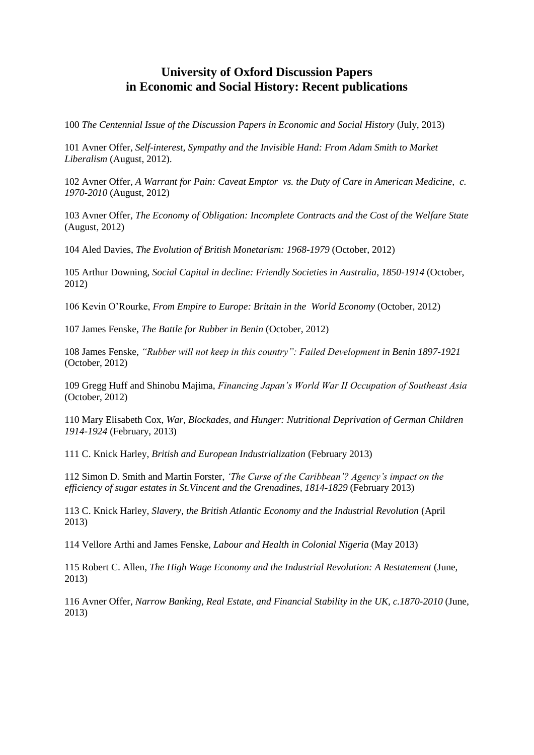# University of Oxford Discussion Papers in Economic and Social History: Recent publications

100 *The Centennial Issue of the Discussion Papers in Economic and Social History* (July, 2013)

101 Avner Offer, *Self-interest, Sympathy and the Invisible Hand: From Adam Smith to Market Liberalism* (August, 2012).

102 Avner Offer, *A Warrant for Pain: Caveat Emptor vs. the Duty of Care in American Medicine, c. 1970-2010* (August, 2012)

103 Avner Offer, *The Economy of Obligation: Incomplete Contracts and the Cost of the Welfare State* (August, 2012)

104 Aled Davies, *The Evolution of British Monetarism: 1968-1979* (October, 2012)

105 Arthur Downing, *Social Capital in decline: Friendly Societies in Australia, 1850-1914* (October, 2012)

106 Kevin O'Rourke, *From Empire to Europe: Britain in the World Economy* (October, 2012)

107 James Fenske, *The Battle for Rubber in Benin* (October, 2012)

108 James Fenske, *"Rubber will not keep in this country": Failed Development in Benin 1897-1921* (October, 2012)

109 Gregg Huff and Shinobu Majima, *Financing Japan's World War II Occupation of Southeast Asia* (October, 2012)

110 Mary Elisabeth Cox, *War, Blockades, and Hunger: Nutritional Deprivation of German Children 1914-1924* (February, 2013)

111 C. Knick Harley, *British and European Industrialization* (February 2013)

112 Simon D. Smith and Martin Forster, *'The Curse of the Caribbean'? Agency's impact on the efficiency of sugar estates in St.Vincent and the Grenadines, 1814-1829* (February 2013)

113 C. Knick Harley, *Slavery, the British Atlantic Economy and the Industrial Revolution* (April 2013)

114 Vellore Arthi and James Fenske, *Labour and Health in Colonial Nigeria* (May 2013)

115 Robert C. Allen, *The High Wage Economy and the Industrial Revolution: A Restatement* (June, 2013)

116 Avner Offer, *Narrow Banking, Real Estate, and Financial Stability in the UK, c.1870-2010* (June, 2013)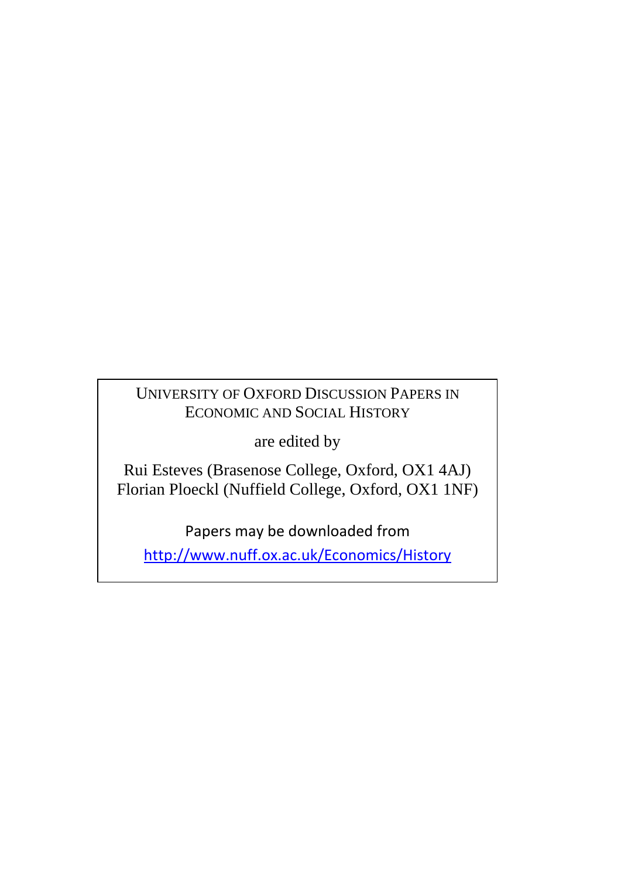UNIVERSITY OF OXFORD DISCUSSION PAPERS IN ECONOMIC AND SOCIAL HISTORY

are edited by

Rui Esteves (Brasenose College, Oxford, OX1 4AJ)
Florian Ploeckl (Nuffield College, Oxford, OX1 1NF)

Papers may be downloaded from

http://www.nuff.ox.ac.uk/Economics/History